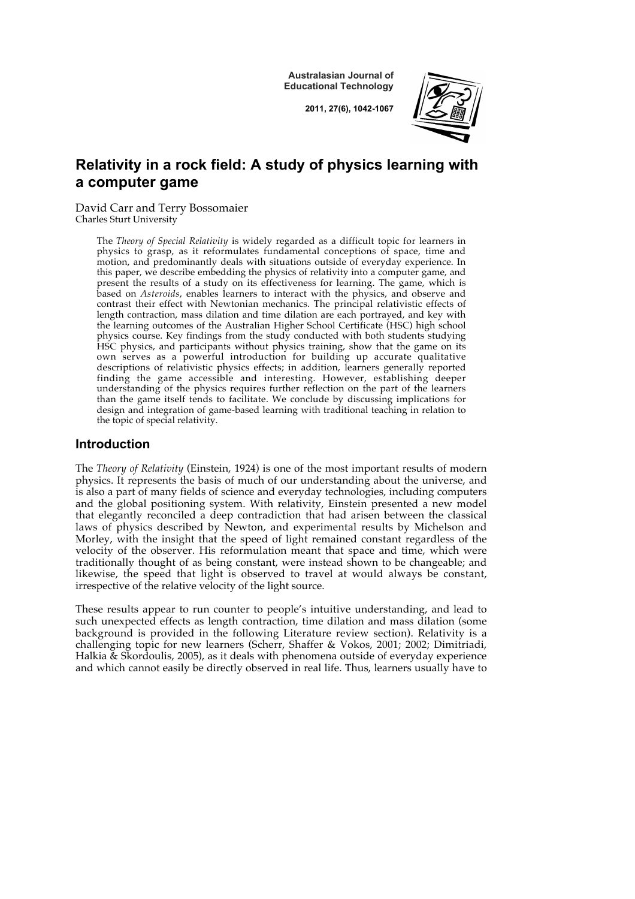Australasian Journal of Educational Technology

2011, 27(6), 1042-1067

# Relativity in a rock field: A study of physics learning with a computer game

David Carr and Terry Bossomaier
Charles Sturt University

> The *Theory of Special Relativity* is widely regarded as a difficult topic for learners in physics to grasp, as it reformulates fundamental conceptions of space, time and motion, and predominantly deals with situations outside of everyday experience. In this paper, we describe embedding the physics of relativity into a computer game, and present the results of a study on its effectiveness for learning. The game, which is based on *Asteroids*, enables learners to interact with the physics, and observe and contrast their effect with Newtonian mechanics. The principal relativistic effects of length contraction, mass dilation and time dilation are each portrayed, and key with the learning outcomes of the Australian Higher School Certificate (HSC) high school physics course. Key findings from the study conducted with both students studying HSC physics, and participants without physics training, show that the game on its own serves as a powerful introduction for building up accurate qualitative descriptions of relativistic physics effects; in addition, learners generally reported finding the game accessible and interesting. However, establishing deeper understanding of the physics requires further reflection on the part of the learners than the game itself tends to facilitate. We conclude by discussing implications for design and integration of game-based learning with traditional teaching in relation to the topic of special relativity.

## Introduction

The *Theory of Relativity* (Einstein, 1924) is one of the most important results of modern physics. It represents the basis of much of our understanding about the universe, and is also a part of many fields of science and everyday technologies, including computers and the global positioning system. With relativity, Einstein presented a new model that elegantly reconciled a deep contradiction that had arisen between the classical laws of physics described by Newton, and experimental results by Michelson and Morley, with the insight that the speed of light remained constant regardless of the velocity of the observer. His reformulation meant that space and time, which were traditionally thought of as being constant, were instead shown to be changeable; and likewise, the speed that light is observed to travel at would always be constant, irrespective of the relative velocity of the light source.

These results appear to run counter to people's intuitive understanding, and lead to such unexpected effects as length contraction, time dilation and mass dilation (some background is provided in the following Literature review section). Relativity is a challenging topic for new learners (Scherr, Shaffer & Vokos, 2001; 2002; Dimitriadi, Halkia & Skordoulis, 2005), as it deals with phenomena outside of everyday experience and which cannot easily be directly observed in real life. Thus, learners usually have to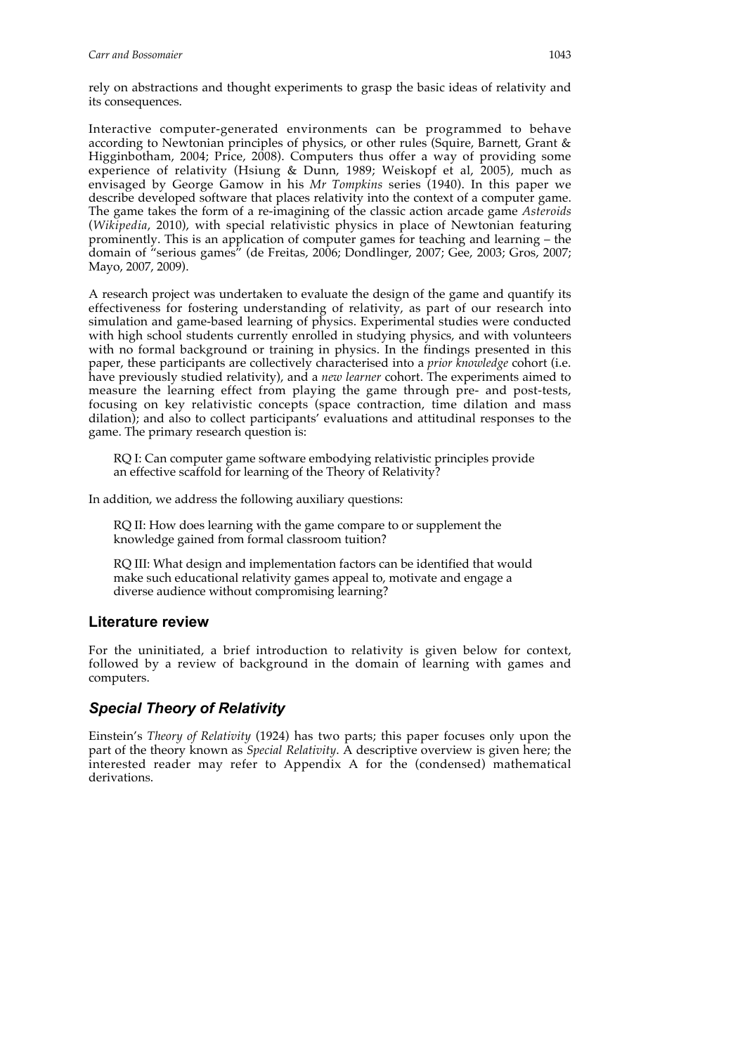rely on abstractions and thought experiments to grasp the basic ideas of relativity and its consequences.

Interactive computer-generated environments can be programmed to behave according to Newtonian principles of physics, or other rules (Squire, Barnett, Grant & Higginbotham, 2004; Price, 2008). Computers thus offer a way of providing some experience of relativity (Hsiung & Dunn, 1989; Weiskopf et al, 2005), much as envisaged by George Gamow in his *Mr Tompkins* series (1940). In this paper we describe developed software that places relativity into the context of a computer game. The game takes the form of a re-imagining of the classic action arcade game *Asteroids* (*Wikipedia*, 2010), with special relativistic physics in place of Newtonian featuring prominently. This is an application of computer games for teaching and learning – the domain of "serious games" (de Freitas, 2006; Dondlinger, 2007; Gee, 2003; Gros, 2007; Mayo, 2007, 2009).

A research project was undertaken to evaluate the design of the game and quantify its effectiveness for fostering understanding of relativity, as part of our research into simulation and game-based learning of physics. Experimental studies were conducted with high school students currently enrolled in studying physics, and with volunteers with no formal background or training in physics. In the findings presented in this paper, these participants are collectively characterised into a *prior knowledge* cohort (i.e. have previously studied relativity), and a *new learner* cohort. The experiments aimed to measure the learning effect from playing the game through pre- and post-tests, focusing on key relativistic concepts (space contraction, time dilation and mass dilation); and also to collect participants' evaluations and attitudinal responses to the game. The primary research question is:

> RQ I: Can computer game software embodying relativistic principles provide an effective scaffold for learning of the Theory of Relativity?

In addition, we address the following auxiliary questions:

> RQ II: How does learning with the game compare to or supplement the knowledge gained from formal classroom tuition?
>
> RQ III: What design and implementation factors can be identified that would make such educational relativity games appeal to, motivate and engage a diverse audience without compromising learning?

## Literature review

For the uninitiated, a brief introduction to relativity is given below for context, followed by a review of background in the domain of learning with games and computers.

### *Special Theory of Relativity*

Einstein's *Theory of Relativity* (1924) has two parts; this paper focuses only upon the part of the theory known as *Special Relativity*. A descriptive overview is given here; the interested reader may refer to Appendix A for the (condensed) mathematical derivations.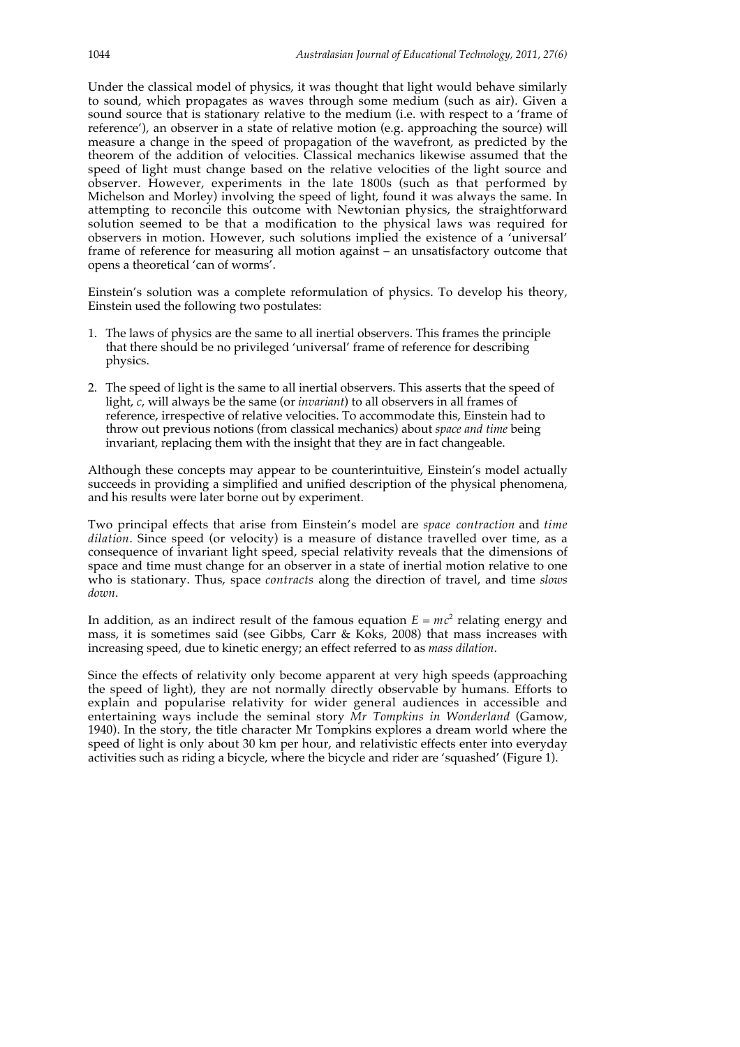Under the classical model of physics, it was thought that light would behave similarly to sound, which propagates as waves through some medium (such as air). Given a sound source that is stationary relative to the medium (i.e. with respect to a 'frame of reference'), an observer in a state of relative motion (e.g. approaching the source) will measure a change in the speed of propagation of the wavefront, as predicted by the theorem of the addition of velocities. Classical mechanics likewise assumed that the speed of light must change based on the relative velocities of the light source and observer. However, experiments in the late 1800s (such as that performed by Michelson and Morley) involving the speed of light, found it was always the same. In attempting to reconcile this outcome with Newtonian physics, the straightforward solution seemed to be that a modification to the physical laws was required for observers in motion. However, such solutions implied the existence of a 'universal' frame of reference for measuring all motion against – an unsatisfactory outcome that opens a theoretical 'can of worms'.

Einstein's solution was a complete reformulation of physics. To develop his theory, Einstein used the following two postulates:

1. The laws of physics are the same to all inertial observers. This frames the principle that there should be no privileged 'universal' frame of reference for describing physics.
2. The speed of light is the same to all inertial observers. This asserts that the speed of light, $c$, will always be the same (or *invariant*) to all observers in all frames of reference, irrespective of relative velocities. To accommodate this, Einstein had to throw out previous notions (from classical mechanics) about *space and time* being invariant, replacing them with the insight that they are in fact changeable.

Although these concepts may appear to be counterintuitive, Einstein's model actually succeeds in providing a simplified and unified description of the physical phenomena, and his results were later borne out by experiment.

Two principal effects that arise from Einstein's model are *space contraction* and *time dilation*. Since speed (or velocity) is a measure of distance travelled over time, as a consequence of invariant light speed, special relativity reveals that the dimensions of space and time must change for an observer in a state of inertial motion relative to one who is stationary. Thus, space *contracts* along the direction of travel, and time *slows down*.

In addition, as an indirect result of the famous equation $E = mc^2$ relating energy and mass, it is sometimes said (see Gibbs, Carr & Koks, 2008) that mass increases with increasing speed, due to kinetic energy; an effect referred to as *mass dilation*.

Since the effects of relativity only become apparent at very high speeds (approaching the speed of light), they are not normally directly observable by humans. Efforts to explain and popularise relativity for wider general audiences in accessible and entertaining ways include the seminal story *Mr Tompkins in Wonderland* (Gamow, 1940). In the story, the title character Mr Tompkins explores a dream world where the speed of light is only about 30 km per hour, and relativistic effects enter into everyday activities such as riding a bicycle, where the bicycle and rider are 'squashed' (Figure 1).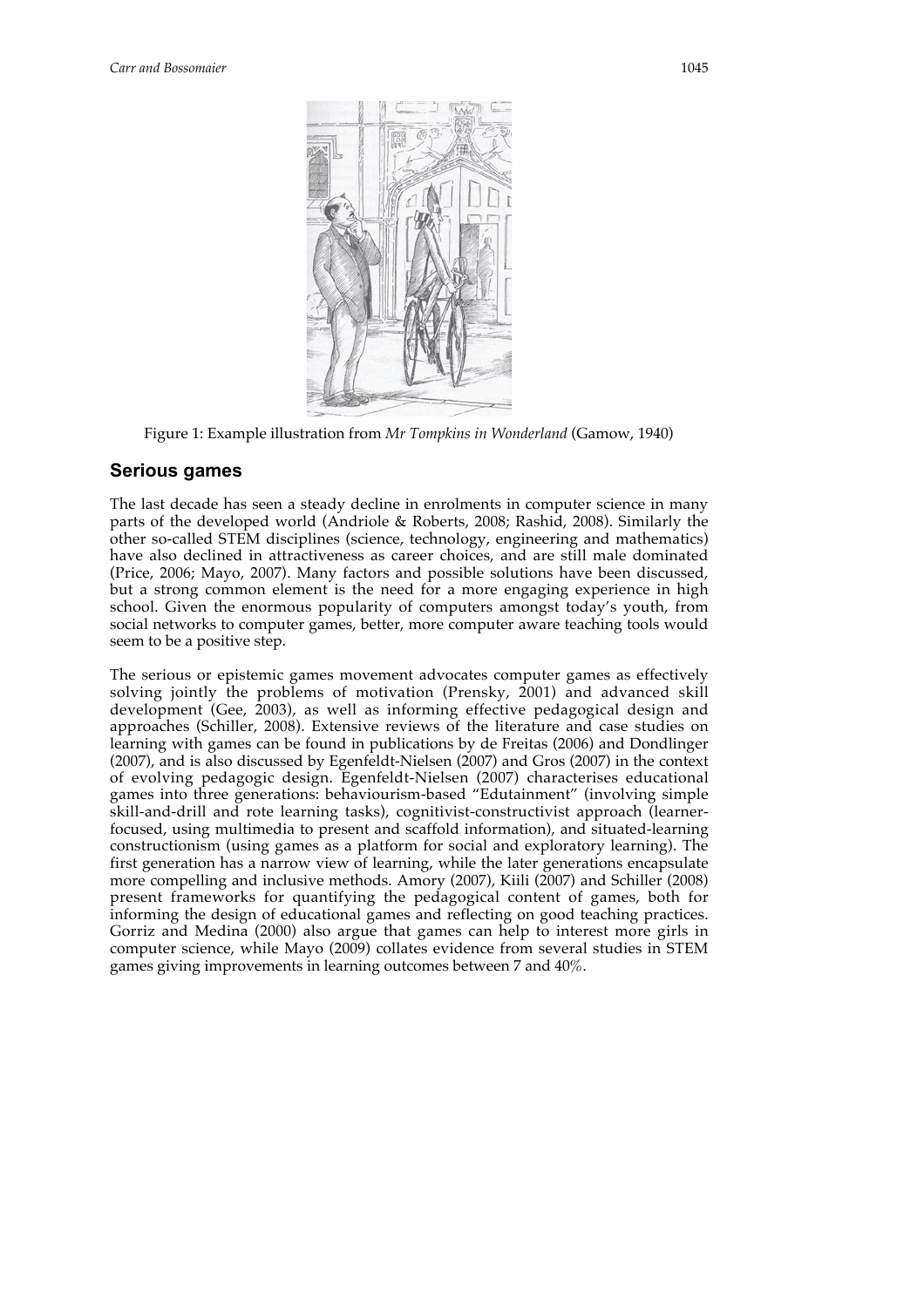Figure 1: Example illustration from *Mr Tompkins in Wonderland* (Gamow, 1940)

## Serious games

The last decade has seen a steady decline in enrolments in computer science in many parts of the developed world (Andriole & Roberts, 2008; Rashid, 2008). Similarly the other so-called STEM disciplines (science, technology, engineering and mathematics) have also declined in attractiveness as career choices, and are still male dominated (Price, 2006; Mayo, 2007). Many factors and possible solutions have been discussed, but a strong common element is the need for a more engaging experience in high school. Given the enormous popularity of computers amongst today's youth, from social networks to computer games, better, more computer aware teaching tools would seem to be a positive step.

The serious or epistemic games movement advocates computer games as effectively solving jointly the problems of motivation (Prensky, 2001) and advanced skill development (Gee, 2003), as well as informing effective pedagogical design and approaches (Schiller, 2008). Extensive reviews of the literature and case studies on learning with games can be found in publications by de Freitas (2006) and Dondlinger (2007), and is also discussed by Egenfeldt-Nielsen (2007) and Gros (2007) in the context of evolving pedagogic design. Egenfeldt-Nielsen (2007) characterises educational games into three generations: behaviourism-based "Edutainment" (involving simple skill-and-drill and rote learning tasks), cognitivist-constructivist approach (learner-focused, using multimedia to present and scaffold information), and situated-learning constructionism (using games as a platform for social and exploratory learning). The first generation has a narrow view of learning, while the later generations encapsulate more compelling and inclusive methods. Amory (2007), Kiili (2007) and Schiller (2008) present frameworks for quantifying the pedagogical content of games, both for informing the design of educational games and reflecting on good teaching practices. Gorriz and Medina (2000) also argue that games can help to interest more girls in computer science, while Mayo (2009) collates evidence from several studies in STEM games giving improvements in learning outcomes between 7 and 40%.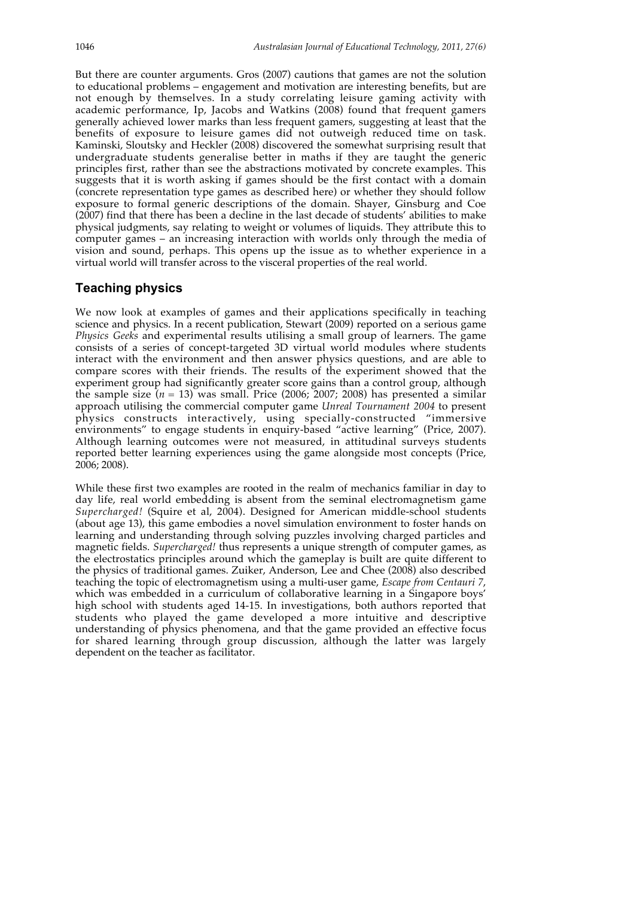But there are counter arguments. Gros (2007) cautions that games are not the solution to educational problems – engagement and motivation are interesting benefits, but are not enough by themselves. In a study correlating leisure gaming activity with academic performance, Ip, Jacobs and Watkins (2008) found that frequent gamers generally achieved lower marks than less frequent gamers, suggesting at least that the benefits of exposure to leisure games did not outweigh reduced time on task. Kaminski, Sloutsky and Heckler (2008) discovered the somewhat surprising result that undergraduate students generalise better in maths if they are taught the generic principles first, rather than see the abstractions motivated by concrete examples. This suggests that it is worth asking if games should be the first contact with a domain (concrete representation type games as described here) or whether they should follow exposure to formal generic descriptions of the domain. Shayer, Ginsburg and Coe (2007) find that there has been a decline in the last decade of students' abilities to make physical judgments, say relating to weight or volumes of liquids. They attribute this to computer games – an increasing interaction with worlds only through the media of vision and sound, perhaps. This opens up the issue as to whether experience in a virtual world will transfer across to the visceral properties of the real world.

## Teaching physics

We now look at examples of games and their applications specifically in teaching science and physics. In a recent publication, Stewart (2009) reported on a serious game *Physics Geeks* and experimental results utilising a small group of learners. The game consists of a series of concept-targeted 3D virtual world modules where students interact with the environment and then answer physics questions, and are able to compare scores with their friends. The results of the experiment showed that the experiment group had significantly greater score gains than a control group, although the sample size ($n$ = 13) was small. Price (2006; 2007; 2008) has presented a similar approach utilising the commercial computer game *Unreal Tournament 2004* to present physics constructs interactively, using specially-constructed "immersive environments" to engage students in enquiry-based "active learning" (Price, 2007). Although learning outcomes were not measured, in attitudinal surveys students reported better learning experiences using the game alongside most concepts (Price, 2006; 2008).

While these first two examples are rooted in the realm of mechanics familiar in day to day life, real world embedding is absent from the seminal electromagnetism game *Supercharged!* (Squire et al, 2004). Designed for American middle-school students (about age 13), this game embodies a novel simulation environment to foster hands on learning and understanding through solving puzzles involving charged particles and magnetic fields. *Supercharged!* thus represents a unique strength of computer games, as the electrostatics principles around which the gameplay is built are quite different to the physics of traditional games. Zuiker, Anderson, Lee and Chee (2008) also described teaching the topic of electromagnetism using a multi-user game, *Escape from Centauri 7*, which was embedded in a curriculum of collaborative learning in a Singapore boys' high school with students aged 14-15. In investigations, both authors reported that students who played the game developed a more intuitive and descriptive understanding of physics phenomena, and that the game provided an effective focus for shared learning through group discussion, although the latter was largely dependent on the teacher as facilitator.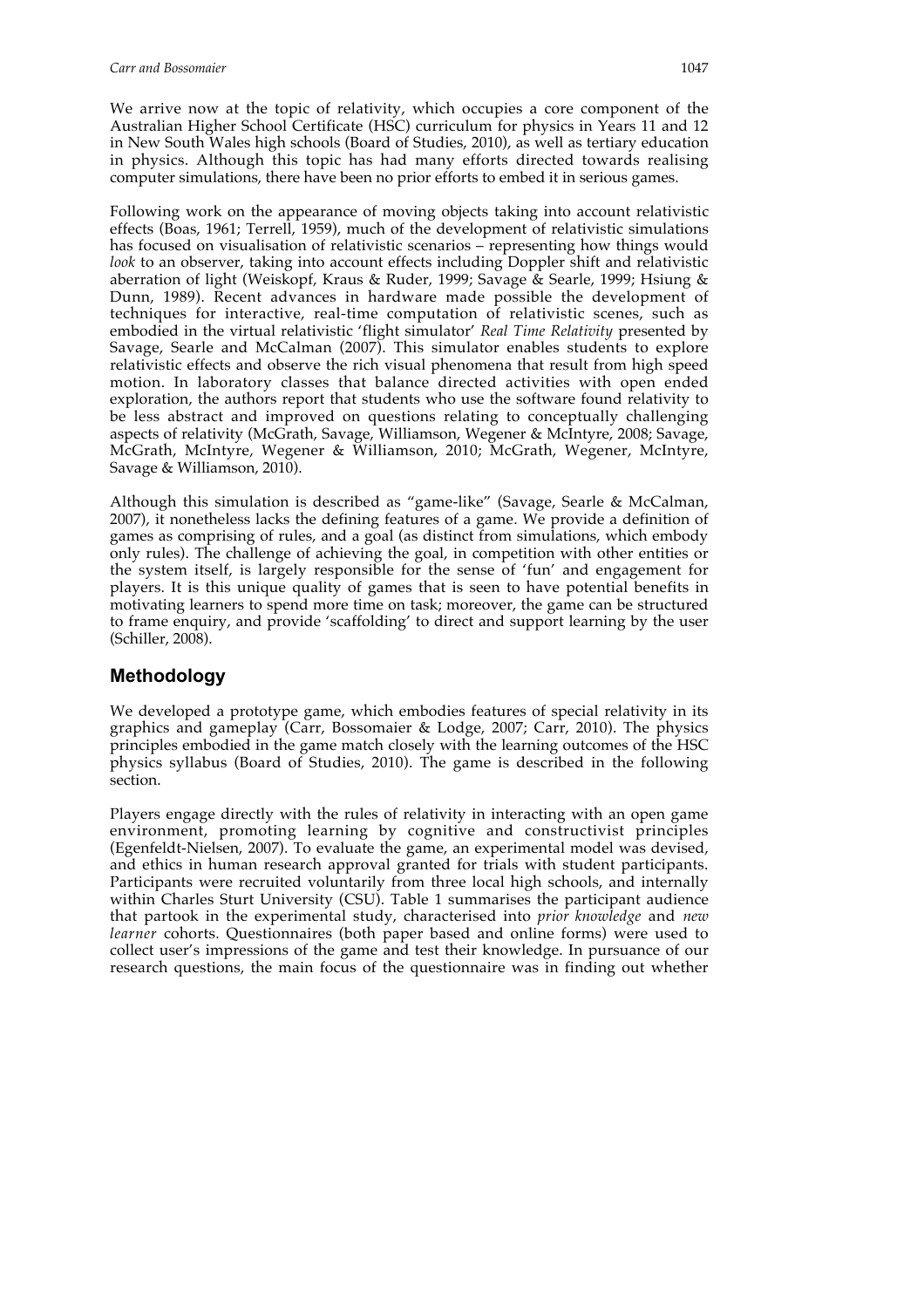We arrive now at the topic of relativity, which occupies a core component of the Australian Higher School Certificate (HSC) curriculum for physics in Years 11 and 12 in New South Wales high schools (Board of Studies, 2010), as well as tertiary education in physics. Although this topic has had many efforts directed towards realising computer simulations, there have been no prior efforts to embed it in serious games.

Following work on the appearance of moving objects taking into account relativistic effects (Boas, 1961; Terrell, 1959), much of the development of relativistic simulations has focused on visualisation of relativistic scenarios – representing how things would *look* to an observer, taking into account effects including Doppler shift and relativistic aberration of light (Weiskopf, Kraus & Ruder, 1999; Savage & Searle, 1999; Hsiung & Dunn, 1989). Recent advances in hardware made possible the development of techniques for interactive, real-time computation of relativistic scenes, such as embodied in the virtual relativistic 'flight simulator' *Real Time Relativity* presented by Savage, Searle and McCalman (2007). This simulator enables students to explore relativistic effects and observe the rich visual phenomena that result from high speed motion. In laboratory classes that balance directed activities with open ended exploration, the authors report that students who use the software found relativity to be less abstract and improved on questions relating to conceptually challenging aspects of relativity (McGrath, Savage, Williamson, Wegener & McIntyre, 2008; Savage, McGrath, McIntyre, Wegener & Williamson, 2010; McGrath, Wegener, McIntyre, Savage & Williamson, 2010).

Although this simulation is described as "game-like" (Savage, Searle & McCalman, 2007), it nonetheless lacks the defining features of a game. We provide a definition of games as comprising of rules, and a goal (as distinct from simulations, which embody only rules). The challenge of achieving the goal, in competition with other entities or the system itself, is largely responsible for the sense of 'fun' and engagement for players. It is this unique quality of games that is seen to have potential benefits in motivating learners to spend more time on task; moreover, the game can be structured to frame enquiry, and provide 'scaffolding' to direct and support learning by the user (Schiller, 2008).

## Methodology

We developed a prototype game, which embodies features of special relativity in its graphics and gameplay (Carr, Bossomaier & Lodge, 2007; Carr, 2010). The physics principles embodied in the game match closely with the learning outcomes of the HSC physics syllabus (Board of Studies, 2010). The game is described in the following section.

Players engage directly with the rules of relativity in interacting with an open game environment, promoting learning by cognitive and constructivist principles (Egenfeldt-Nielsen, 2007). To evaluate the game, an experimental model was devised, and ethics in human research approval granted for trials with student participants. Participants were recruited voluntarily from three local high schools, and internally within Charles Sturt University (CSU). Table 1 summarises the participant audience that partook in the experimental study, characterised into *prior knowledge* and *new learner* cohorts. Questionnaires (both paper based and online forms) were used to collect user's impressions of the game and test their knowledge. In pursuance of our research questions, the main focus of the questionnaire was in finding out whether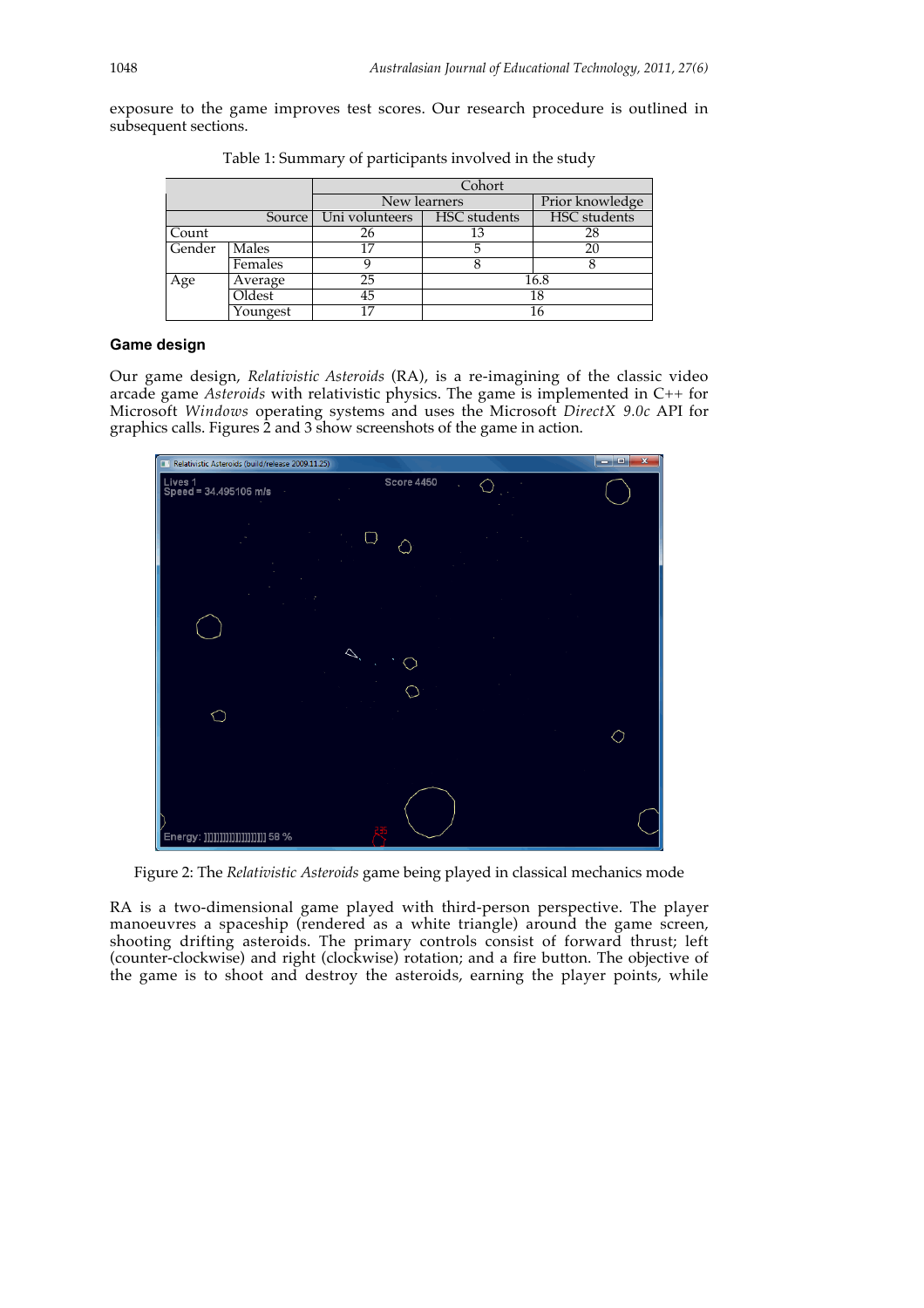exposure to the game improves test scores. Our research procedure is outlined in subsequent sections.

Table 1: Summary of participants involved in the study

| | | Cohort | | |
|---|---|---|---|---|
| | | New learners | | Prior knowledge |
| | Source | Uni volunteers | HSC students | HSC students |
| Count | | 26 | 13 | 28 |
| Gender | Males | 17 | 5 | 20 |
| | Females | 9 | 8 | 8 |
| Age | Average | 25 | 16.8 | |
| | Oldest | 45 | 18 | |
| | Youngest | 17 | 16 | |

### Game design

Our game design, *Relativistic Asteroids* (RA), is a re-imagining of the classic video arcade game *Asteroids* with relativistic physics. The game is implemented in C++ for Microsoft *Windows* operating systems and uses the Microsoft *DirectX 9.0c* API for graphics calls. Figures 2 and 3 show screenshots of the game in action.

Figure 2: The *Relativistic Asteroids* game being played in classical mechanics mode

RA is a two-dimensional game played with third-person perspective. The player manoeuvres a spaceship (rendered as a white triangle) around the game screen, shooting drifting asteroids. The primary controls consist of forward thrust; left (counter-clockwise) and right (clockwise) rotation; and a fire button. The objective of the game is to shoot and destroy the asteroids, earning the player points, while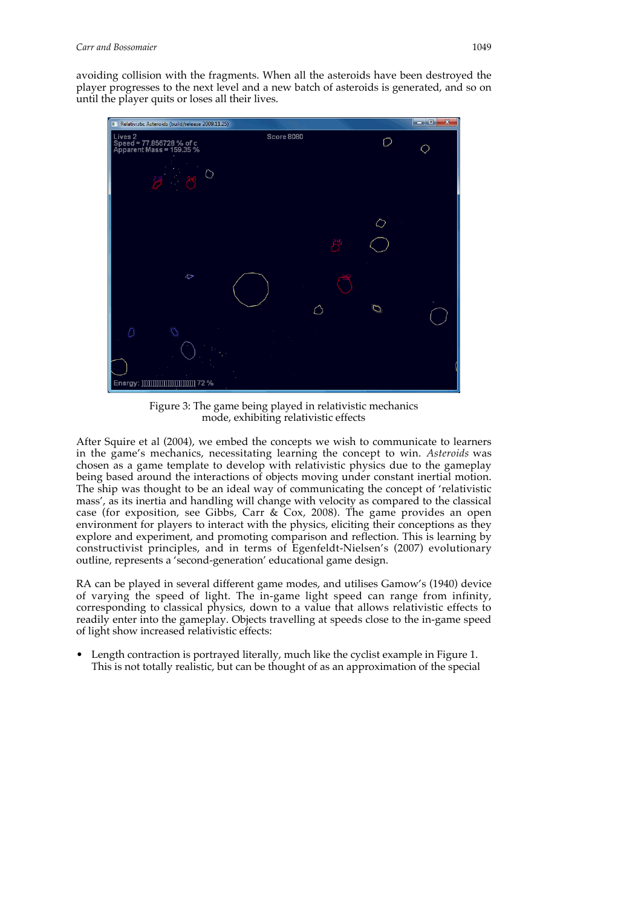avoiding collision with the fragments. When all the asteroids have been destroyed the player progresses to the next level and a new batch of asteroids is generated, and so on until the player quits or loses all their lives.

Figure 3: The game being played in relativistic mechanics mode, exhibiting relativistic effects

After Squire et al (2004), we embed the concepts we wish to communicate to learners in the game's mechanics, necessitating learning the concept to win. *Asteroids* was chosen as a game template to develop with relativistic physics due to the gameplay being based around the interactions of objects moving under constant inertial motion. The ship was thought to be an ideal way of communicating the concept of 'relativistic mass', as its inertia and handling will change with velocity as compared to the classical case (for exposition, see Gibbs, Carr & Cox, 2008). The game provides an open environment for players to interact with the physics, eliciting their conceptions as they explore and experiment, and promoting comparison and reflection. This is learning by constructivist principles, and in terms of Egenfeldt-Nielsen's (2007) evolutionary outline, represents a 'second-generation' educational game design.

RA can be played in several different game modes, and utilises Gamow's (1940) device of varying the speed of light. The in-game light speed can range from infinity, corresponding to classical physics, down to a value that allows relativistic effects to readily enter into the gameplay. Objects travelling at speeds close to the in-game speed of light show increased relativistic effects:

- Length contraction is portrayed literally, much like the cyclist example in Figure 1. This is not totally realistic, but can be thought of as an approximation of the special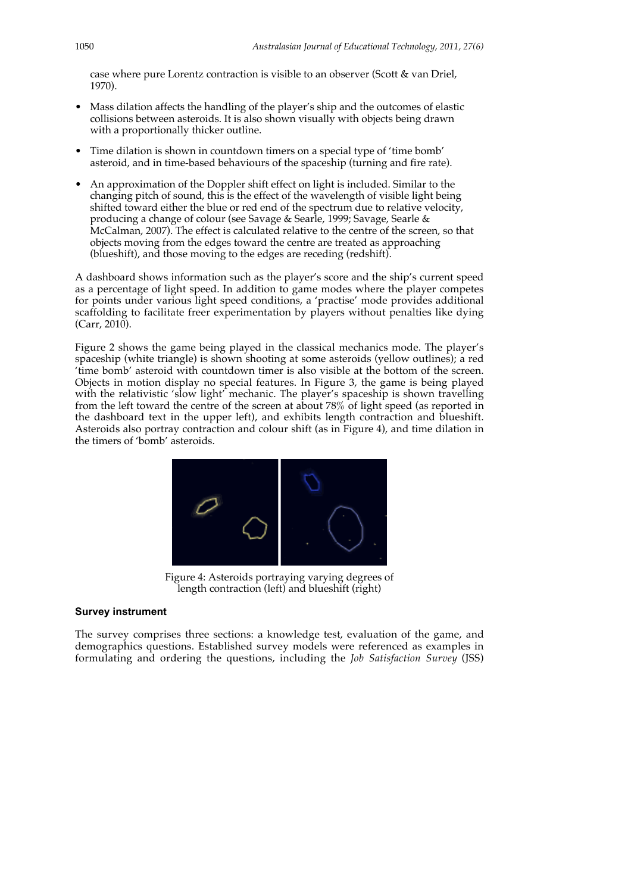case where pure Lorentz contraction is visible to an observer (Scott & van Driel, 1970).

- Mass dilation affects the handling of the player's ship and the outcomes of elastic collisions between asteroids. It is also shown visually with objects being drawn with a proportionally thicker outline.
- Time dilation is shown in countdown timers on a special type of 'time bomb' asteroid, and in time-based behaviours of the spaceship (turning and fire rate).
- An approximation of the Doppler shift effect on light is included. Similar to the changing pitch of sound, this is the effect of the wavelength of visible light being shifted toward either the blue or red end of the spectrum due to relative velocity, producing a change of colour (see Savage & Searle, 1999; Savage, Searle & McCalman, 2007). The effect is calculated relative to the centre of the screen, so that objects moving from the edges toward the centre are treated as approaching (blueshift), and those moving to the edges are receding (redshift).

A dashboard shows information such as the player's score and the ship's current speed as a percentage of light speed. In addition to game modes where the player competes for points under various light speed conditions, a 'practise' mode provides additional scaffolding to facilitate freer experimentation by players without penalties like dying (Carr, 2010).

Figure 2 shows the game being played in the classical mechanics mode. The player's spaceship (white triangle) is shown shooting at some asteroids (yellow outlines); a red 'time bomb' asteroid with countdown timer is also visible at the bottom of the screen. Objects in motion display no special features. In Figure 3, the game is being played with the relativistic 'slow light' mechanic. The player's spaceship is shown travelling from the left toward the centre of the screen at about 78% of light speed (as reported in the dashboard text in the upper left), and exhibits length contraction and blueshift. Asteroids also portray contraction and colour shift (as in Figure 4), and time dilation in the timers of 'bomb' asteroids.

Figure 4: Asteroids portraying varying degrees of length contraction (left) and blueshift (right)

### Survey instrument

The survey comprises three sections: a knowledge test, evaluation of the game, and demographics questions. Established survey models were referenced as examples in formulating and ordering the questions, including the *Job Satisfaction Survey* (JSS)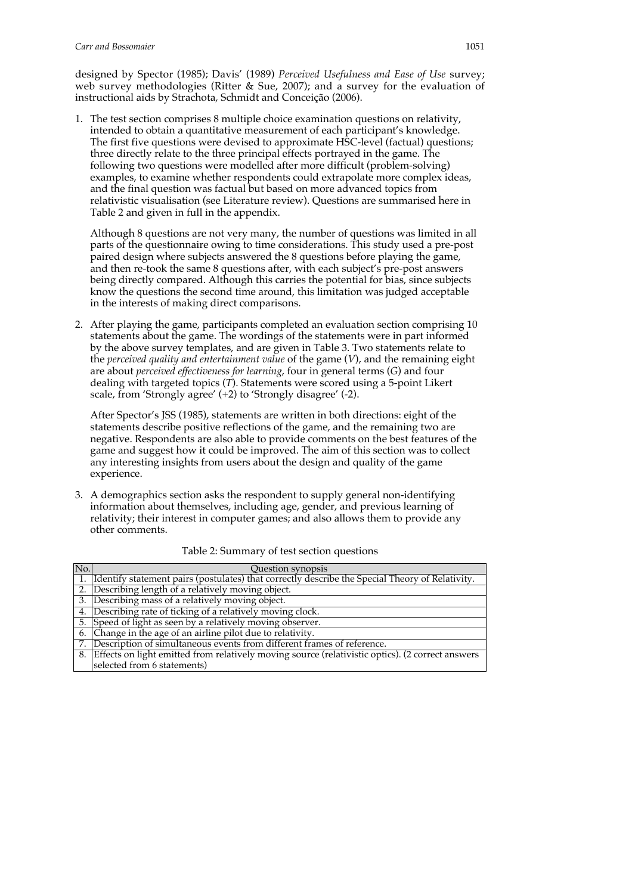designed by Spector (1985); Davis' (1989) *Perceived Usefulness and Ease of Use* survey; web survey methodologies (Ritter & Sue, 2007); and a survey for the evaluation of instructional aids by Strachota, Schmidt and Conceição (2006).

1. The test section comprises 8 multiple choice examination questions on relativity, intended to obtain a quantitative measurement of each participant's knowledge. The first five questions were devised to approximate HSC-level (factual) questions; three directly relate to the three principal effects portrayed in the game. The following two questions were modelled after more difficult (problem-solving) examples, to examine whether respondents could extrapolate more complex ideas, and the final question was factual but based on more advanced topics from relativistic visualisation (see Literature review). Questions are summarised here in Table 2 and given in full in the appendix.

   Although 8 questions are not very many, the number of questions was limited in all parts of the questionnaire owing to time considerations. This study used a pre-post paired design where subjects answered the 8 questions before playing the game, and then re-took the same 8 questions after, with each subject's pre-post answers being directly compared. Although this carries the potential for bias, since subjects know the questions the second time around, this limitation was judged acceptable in the interests of making direct comparisons.

2. After playing the game, participants completed an evaluation section comprising 10 statements about the game. The wordings of the statements were in part informed by the above survey templates, and are given in Table 3. Two statements relate to the *perceived quality and entertainment value* of the game (*V*), and the remaining eight are about *perceived effectiveness for learning*, four in general terms (*G*) and four dealing with targeted topics (*T*). Statements were scored using a 5-point Likert scale, from 'Strongly agree' (+2) to 'Strongly disagree' (-2).

   After Spector's JSS (1985), statements are written in both directions: eight of the statements describe positive reflections of the game, and the remaining two are negative. Respondents are also able to provide comments on the best features of the game and suggest how it could be improved. The aim of this section was to collect any interesting insights from users about the design and quality of the game experience.

3. A demographics section asks the respondent to supply general non-identifying information about themselves, including age, gender, and previous learning of relativity; their interest in computer games; and also allows them to provide any other comments.

Table 2: Summary of test section questions

| No. | Question synopsis |
|---|---|
| 1. | Identify statement pairs (postulates) that correctly describe the Special Theory of Relativity. |
| 2. | Describing length of a relatively moving object. |
| 3. | Describing mass of a relatively moving object. |
| 4. | Describing rate of ticking of a relatively moving clock. |
| 5. | Speed of light as seen by a relatively moving observer. |
| 6. | Change in the age of an airline pilot due to relativity. |
| 7. | Description of simultaneous events from different frames of reference. |
| 8. | Effects on light emitted from relatively moving source (relativistic optics). (2 correct answers selected from 6 statements) |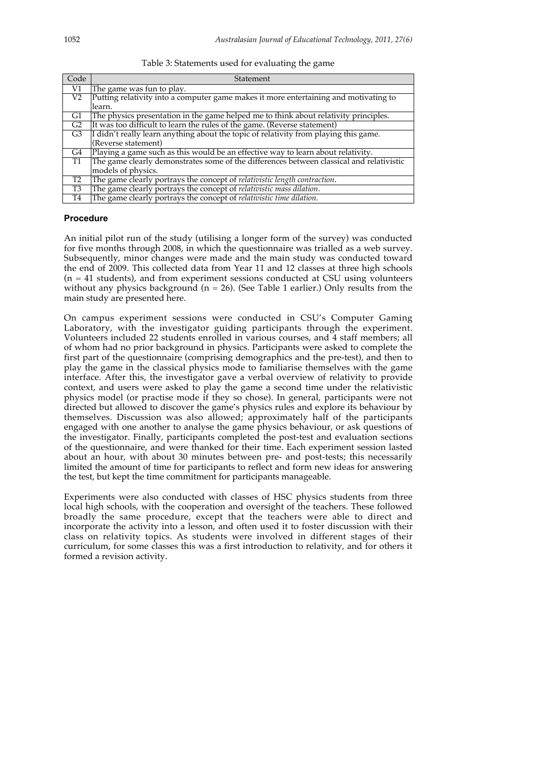Table 3: Statements used for evaluating the game

| Code | Statement |
|---|---|
| V1 | The game was fun to play. |
| V2 | Putting relativity into a computer game makes it more entertaining and motivating to learn. |
| G1 | The physics presentation in the game helped me to think about relativity principles. |
| G2 | It was too difficult to learn the rules of the game. (Reverse statement) |
| G3 | I didn't really learn anything about the topic of relativity from playing this game. (Reverse statement) |
| G4 | Playing a game such as this would be an effective way to learn about relativity. |
| T1 | The game clearly demonstrates some of the differences between classical and relativistic models of physics. |
| T2 | The game clearly portrays the concept of *relativistic length contraction*. |
| T3 | The game clearly portrays the concept of *relativistic mass dilation*. |
| T4 | The game clearly portrays the concept of *relativistic time dilation*. |

### Procedure

An initial pilot run of the study (utilising a longer form of the survey) was conducted for five months through 2008, in which the questionnaire was trialled as a web survey. Subsequently, minor changes were made and the main study was conducted toward the end of 2009. This collected data from Year 11 and 12 classes at three high schools ($n = 41$ students), and from experiment sessions conducted at CSU using volunteers without any physics background ($n = 26$). (See Table 1 earlier.) Only results from the main study are presented here.

On campus experiment sessions were conducted in CSU's Computer Gaming Laboratory, with the investigator guiding participants through the experiment. Volunteers included 22 students enrolled in various courses, and 4 staff members; all of whom had no prior background in physics. Participants were asked to complete the first part of the questionnaire (comprising demographics and the pre-test), and then to play the game in the classical physics mode to familiarise themselves with the game interface. After this, the investigator gave a verbal overview of relativity to provide context, and users were asked to play the game a second time under the relativistic physics model (or practise mode if they so chose). In general, participants were not directed but allowed to discover the game's physics rules and explore its behaviour by themselves. Discussion was also allowed; approximately half of the participants engaged with one another to analyse the game physics behaviour, or ask questions of the investigator. Finally, participants completed the post-test and evaluation sections of the questionnaire, and were thanked for their time. Each experiment session lasted about an hour, with about 30 minutes between pre- and post-tests; this necessarily limited the amount of time for participants to reflect and form new ideas for answering the test, but kept the time commitment for participants manageable.

Experiments were also conducted with classes of HSC physics students from three local high schools, with the cooperation and oversight of the teachers. These followed broadly the same procedure, except that the teachers were able to direct and incorporate the activity into a lesson, and often used it to foster discussion with their class on relativity topics. As students were involved in different stages of their curriculum, for some classes this was a first introduction to relativity, and for others it formed a revision activity.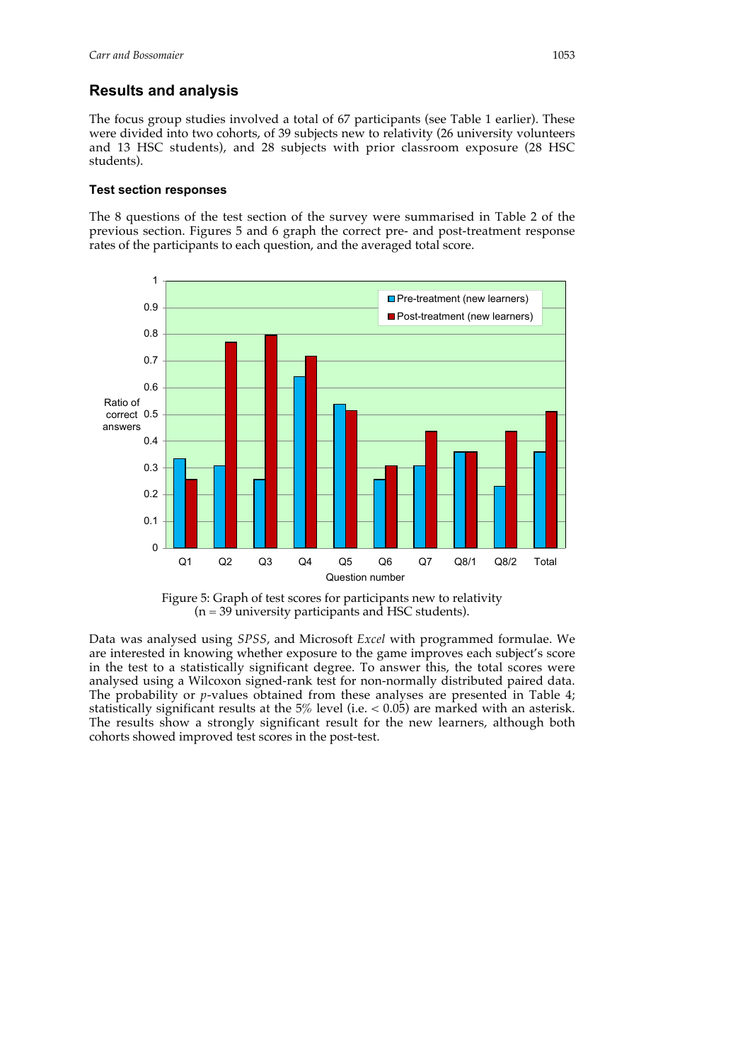## Results and analysis

The focus group studies involved a total of 67 participants (see Table 1 earlier). These were divided into two cohorts, of 39 subjects new to relativity (26 university volunteers and 13 HSC students), and 28 subjects with prior classroom exposure (28 HSC students).

### Test section responses

The 8 questions of the test section of the survey were summarised in Table 2 of the previous section. Figures 5 and 6 graph the correct pre- and post-treatment response rates of the participants to each question, and the averaged total score.

Figure 5: Graph of test scores for participants new to relativity (n = 39 university participants and HSC students).

Data was analysed using *SPSS*, and Microsoft *Excel* with programmed formulae. We are interested in knowing whether exposure to the game improves each subject's score in the test to a statistically significant degree. To answer this, the total scores were analysed using a Wilcoxon signed-rank test for non-normally distributed paired data. The probability or *p*-values obtained from these analyses are presented in Table 4; statistically significant results at the 5% level (i.e. $< 0.05$) are marked with an asterisk. The results show a strongly significant result for the new learners, although both cohorts showed improved test scores in the post-test.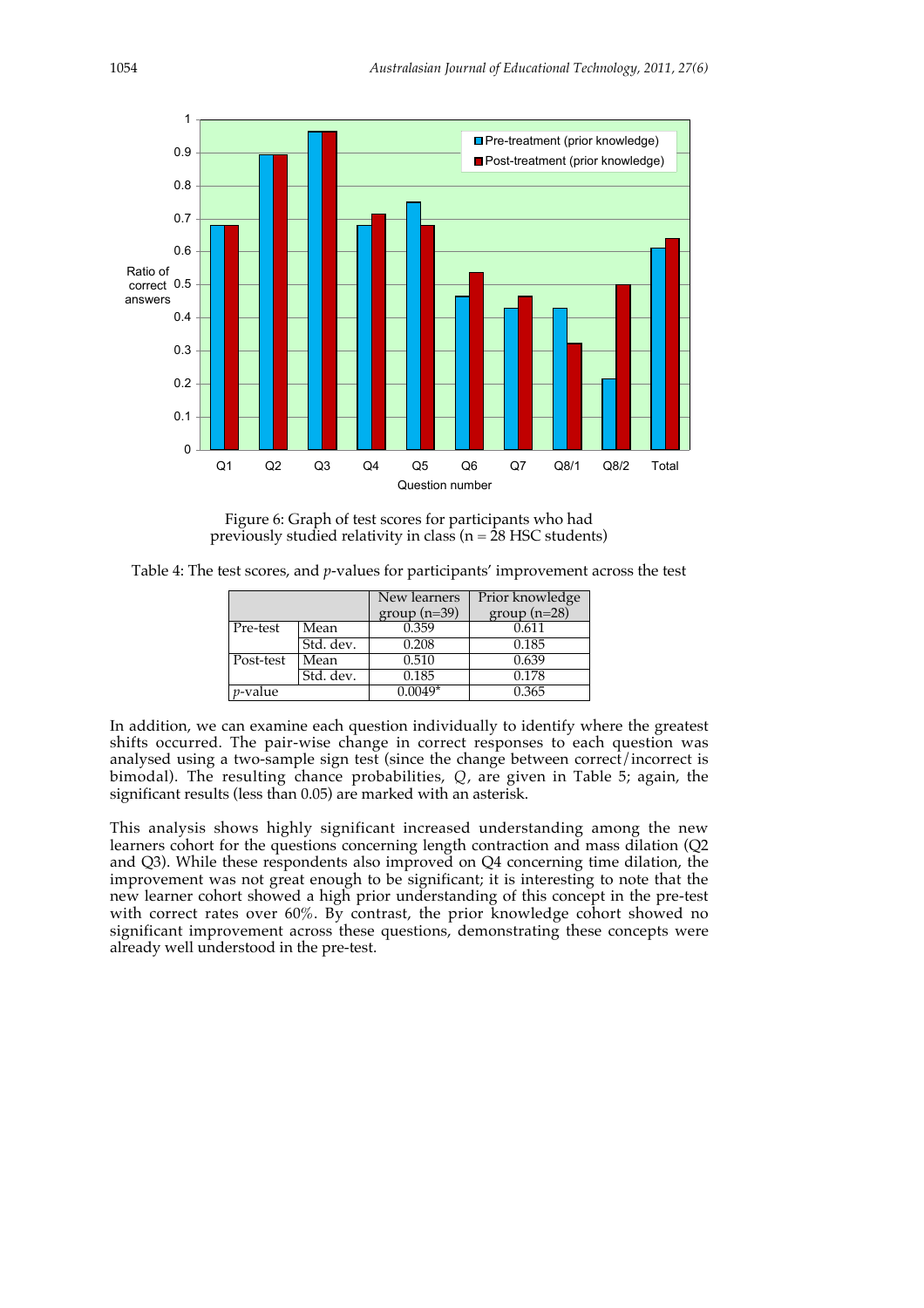Figure 6: Graph of test scores for participants who had previously studied relativity in class (n = 28 HSC students)

Table 4: The test scores, and *p*-values for participants' improvement across the test

| | | New learners group (n=39) | Prior knowledge group (n=28) |
|---|---|---|---|
| Pre-test | Mean | 0.359 | 0.611 |
| | Std. dev. | 0.208 | 0.185 |
| Post-test | Mean | 0.510 | 0.639 |
| | Std. dev. | 0.185 | 0.178 |
| *p*-value | | 0.0049* | 0.365 |

In addition, we can examine each question individually to identify where the greatest shifts occurred. The pair-wise change in correct responses to each question was analysed using a two-sample sign test (since the change between correct/incorrect is bimodal). The resulting chance probabilities, $Q$, are given in Table 5; again, the significant results (less than 0.05) are marked with an asterisk.

This analysis shows highly significant increased understanding among the new learners cohort for the questions concerning length contraction and mass dilation (Q2 and Q3). While these respondents also improved on Q4 concerning time dilation, the improvement was not great enough to be significant; it is interesting to note that the new learner cohort showed a high prior understanding of this concept in the pre-test with correct rates over 60%. By contrast, the prior knowledge cohort showed no significant improvement across these questions, demonstrating these concepts were already well understood in the pre-test.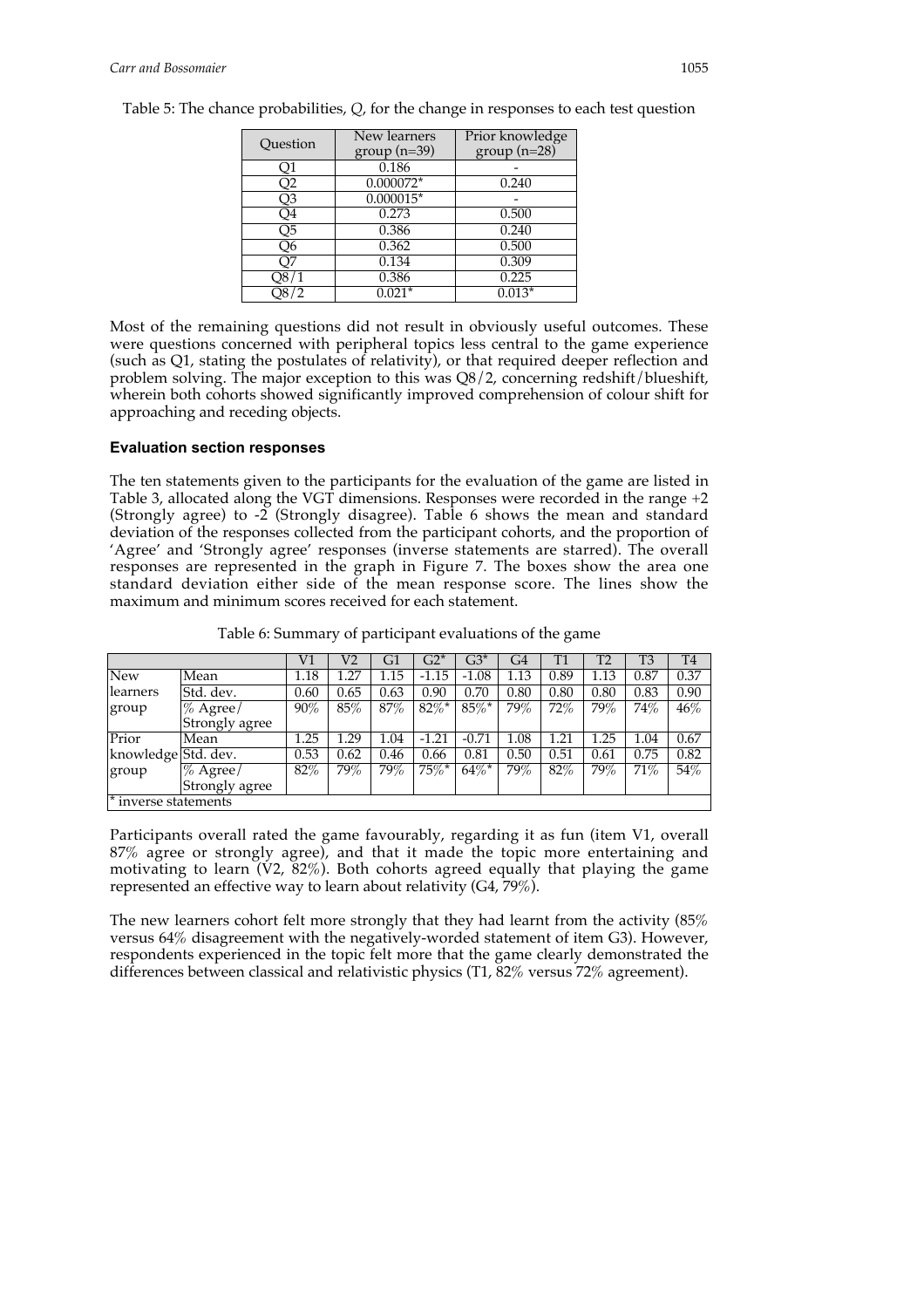Table 5: The chance probabilities, *Q*, for the change in responses to each test question

| Question | New learners group (n=39) | Prior knowledge group (n=28) |
|---|---|---|
| Q1 | 0.186 | - |
| Q2 | 0.000072* | 0.240 |
| Q3 | 0.000015* | - |
| Q4 | 0.273 | 0.500 |
| Q5 | 0.386 | 0.240 |
| Q6 | 0.362 | 0.500 |
| Q7 | 0.134 | 0.309 |
| Q8/1 | 0.386 | 0.225 |
| Q8/2 | 0.021* | 0.013* |

Most of the remaining questions did not result in obviously useful outcomes. These were questions concerned with peripheral topics less central to the game experience (such as Q1, stating the postulates of relativity), or that required deeper reflection and problem solving. The major exception to this was Q8/2, concerning redshift/blueshift, wherein both cohorts showed significantly improved comprehension of colour shift for approaching and receding objects.

### Evaluation section responses

The ten statements given to the participants for the evaluation of the game are listed in Table 3, allocated along the VGT dimensions. Responses were recorded in the range +2 (Strongly agree) to -2 (Strongly disagree). Table 6 shows the mean and standard deviation of the responses collected from the participant cohorts, and the proportion of 'Agree' and 'Strongly agree' responses (inverse statements are starred). The overall responses are represented in the graph in Figure 7. The boxes show the area one standard deviation either side of the mean response score. The lines show the maximum and minimum scores received for each statement.

Table 6: Summary of participant evaluations of the game

| | | V1 | V2 | G1 | G2* | G3* | G4 | T1 | T2 | T3 | T4 |
|---|---|---|---|---|---|---|---|---|---|---|---|
| New learners group | Mean | 1.18 | 1.27 | 1.15 | -1.15 | -1.08 | 1.13 | 0.89 | 1.13 | 0.87 | 0.37 |
| | Std. dev. | 0.60 | 0.65 | 0.63 | 0.90 | 0.70 | 0.80 | 0.80 | 0.80 | 0.83 | 0.90 |
| | % Agree/ Strongly agree | 90% | 85% | 87% | 82%* | 85%* | 79% | 72% | 79% | 74% | 46% |
| Prior knowledge group | Mean | 1.25 | 1.29 | 1.04 | -1.21 | -0.71 | 1.08 | 1.21 | 1.25 | 1.04 | 0.67 |
| | Std. dev. | 0.53 | 0.62 | 0.46 | 0.66 | 0.81 | 0.50 | 0.51 | 0.61 | 0.75 | 0.82 |
| | % Agree/ Strongly agree | 82% | 79% | 79% | 75%* | 64%* | 79% | 82% | 79% | 71% | 54% |
| * inverse statements | | | | | | | | | | | |

Participants overall rated the game favourably, regarding it as fun (item V1, overall 87% agree or strongly agree), and that it made the topic more entertaining and motivating to learn (V2, 82%). Both cohorts agreed equally that playing the game represented an effective way to learn about relativity (G4, 79%).

The new learners cohort felt more strongly that they had learnt from the activity (85% versus 64% disagreement with the negatively-worded statement of item G3). However, respondents experienced in the topic felt more that the game clearly demonstrated the differences between classical and relativistic physics (T1, 82% versus 72% agreement).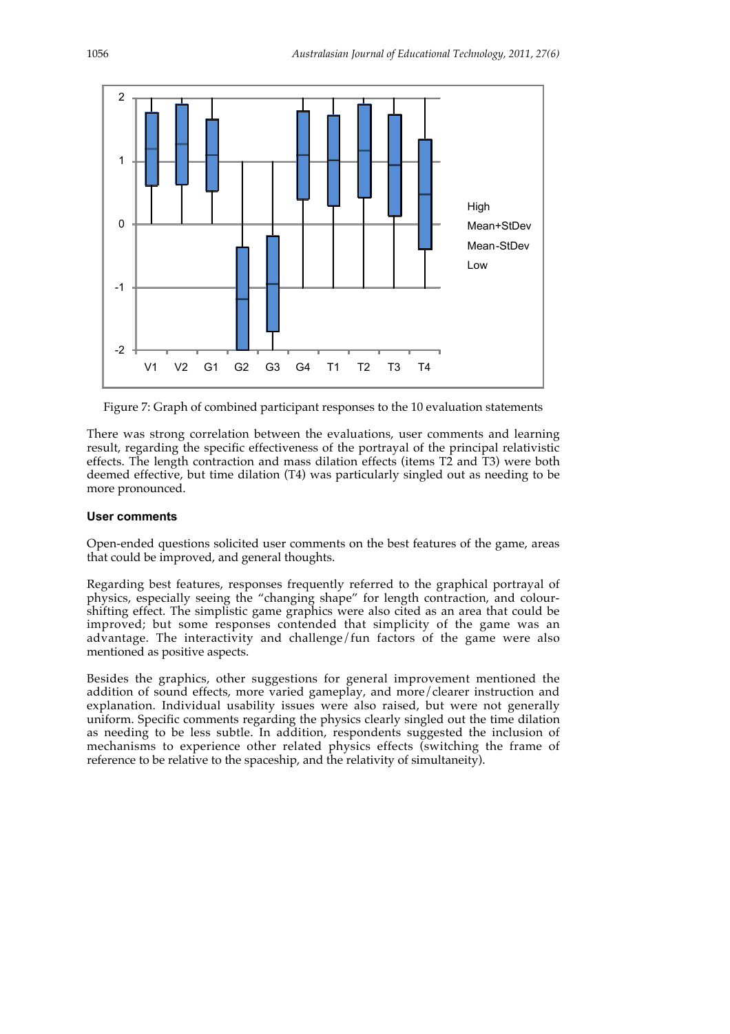Figure 7: Graph of combined participant responses to the 10 evaluation statements

There was strong correlation between the evaluations, user comments and learning result, regarding the specific effectiveness of the portrayal of the principal relativistic effects. The length contraction and mass dilation effects (items T2 and T3) were both deemed effective, but time dilation (T4) was particularly singled out as needing to be more pronounced.

### User comments

Open-ended questions solicited user comments on the best features of the game, areas that could be improved, and general thoughts.

Regarding best features, responses frequently referred to the graphical portrayal of physics, especially seeing the "changing shape" for length contraction, and colour-shifting effect. The simplistic game graphics were also cited as an area that could be improved; but some responses contended that simplicity of the game was an advantage. The interactivity and challenge/fun factors of the game were also mentioned as positive aspects.

Besides the graphics, other suggestions for general improvement mentioned the addition of sound effects, more varied gameplay, and more/clearer instruction and explanation. Individual usability issues were also raised, but were not generally uniform. Specific comments regarding the physics clearly singled out the time dilation as needing to be less subtle. In addition, respondents suggested the inclusion of mechanisms to experience other related physics effects (switching the frame of reference to be relative to the spaceship, and the relativity of simultaneity).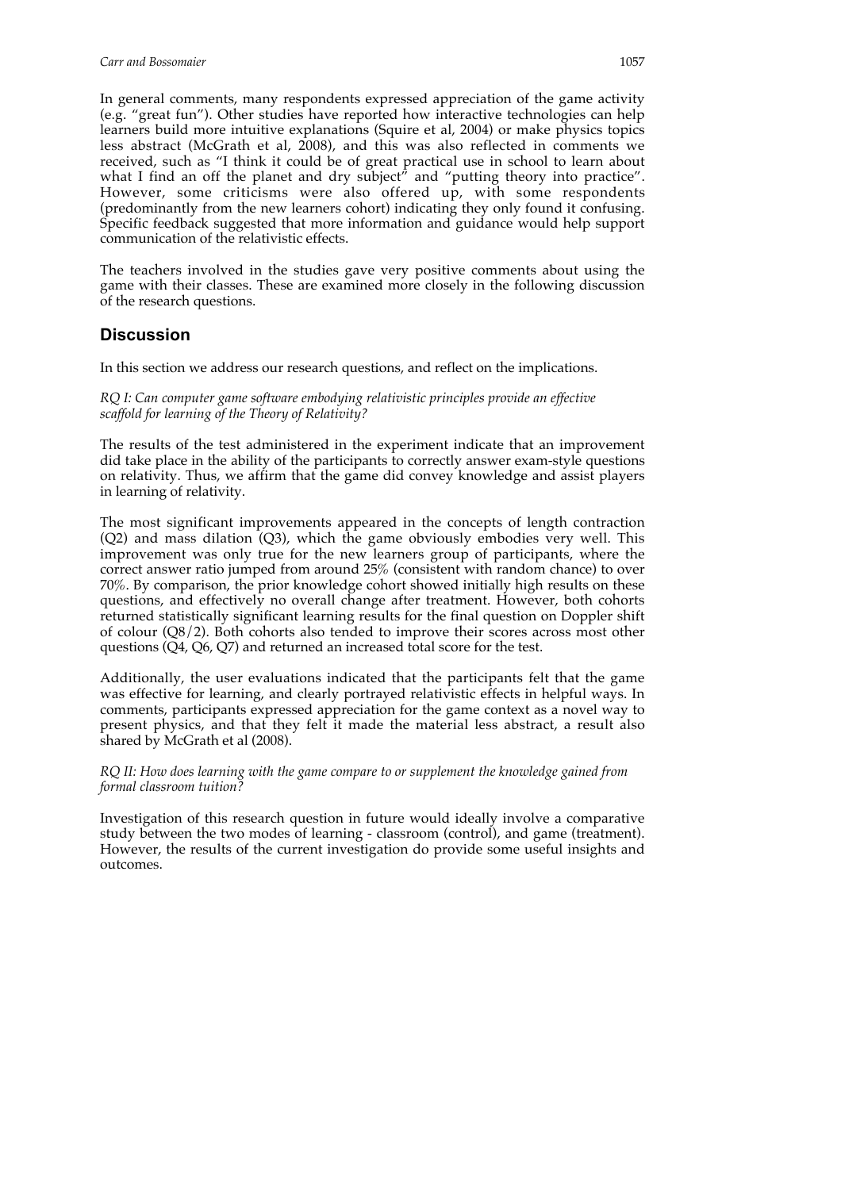In general comments, many respondents expressed appreciation of the game activity (e.g. "great fun"). Other studies have reported how interactive technologies can help learners build more intuitive explanations (Squire et al, 2004) or make physics topics less abstract (McGrath et al, 2008), and this was also reflected in comments we received, such as "I think it could be of great practical use in school to learn about what I find an off the planet and dry subject" and "putting theory into practice". However, some criticisms were also offered up, with some respondents (predominantly from the new learners cohort) indicating they only found it confusing. Specific feedback suggested that more information and guidance would help support communication of the relativistic effects.

The teachers involved in the studies gave very positive comments about using the game with their classes. These are examined more closely in the following discussion of the research questions.

## Discussion

In this section we address our research questions, and reflect on the implications.

*RQ I: Can computer game software embodying relativistic principles provide an effective scaffold for learning of the Theory of Relativity?*

The results of the test administered in the experiment indicate that an improvement did take place in the ability of the participants to correctly answer exam-style questions on relativity. Thus, we affirm that the game did convey knowledge and assist players in learning of relativity.

The most significant improvements appeared in the concepts of length contraction (Q2) and mass dilation (Q3), which the game obviously embodies very well. This improvement was only true for the new learners group of participants, where the correct answer ratio jumped from around 25% (consistent with random chance) to over 70%. By comparison, the prior knowledge cohort showed initially high results on these questions, and effectively no overall change after treatment. However, both cohorts returned statistically significant learning results for the final question on Doppler shift of colour (Q8/2). Both cohorts also tended to improve their scores across most other questions (Q4, Q6, Q7) and returned an increased total score for the test.

Additionally, the user evaluations indicated that the participants felt that the game was effective for learning, and clearly portrayed relativistic effects in helpful ways. In comments, participants expressed appreciation for the game context as a novel way to present physics, and that they felt it made the material less abstract, a result also shared by McGrath et al (2008).

*RQ II: How does learning with the game compare to or supplement the knowledge gained from formal classroom tuition?*

Investigation of this research question in future would ideally involve a comparative study between the two modes of learning - classroom (control), and game (treatment). However, the results of the current investigation do provide some useful insights and outcomes.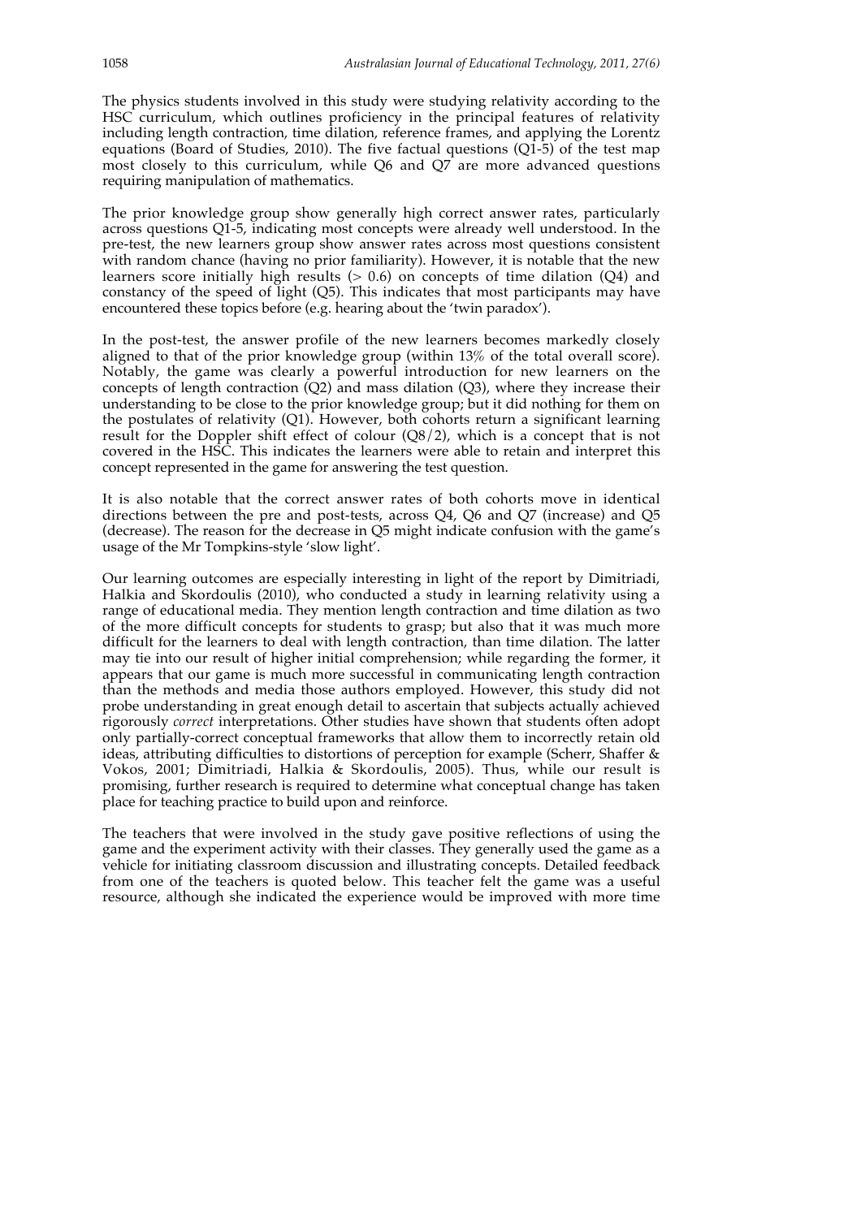The physics students involved in this study were studying relativity according to the HSC curriculum, which outlines proficiency in the principal features of relativity including length contraction, time dilation, reference frames, and applying the Lorentz equations (Board of Studies, 2010). The five factual questions (Q1-5) of the test map most closely to this curriculum, while Q6 and Q7 are more advanced questions requiring manipulation of mathematics.

The prior knowledge group show generally high correct answer rates, particularly across questions Q1-5, indicating most concepts were already well understood. In the pre-test, the new learners group show answer rates across most questions consistent with random chance (having no prior familiarity). However, it is notable that the new learners score initially high results ($> 0.6$) on concepts of time dilation (Q4) and constancy of the speed of light (Q5). This indicates that most participants may have encountered these topics before (e.g. hearing about the 'twin paradox').

In the post-test, the answer profile of the new learners becomes markedly closely aligned to that of the prior knowledge group (within 13% of the total overall score). Notably, the game was clearly a powerful introduction for new learners on the concepts of length contraction (Q2) and mass dilation (Q3), where they increase their understanding to be close to the prior knowledge group; but it did nothing for them on the postulates of relativity (Q1). However, both cohorts return a significant learning result for the Doppler shift effect of colour (Q8/2), which is a concept that is not covered in the HSC. This indicates the learners were able to retain and interpret this concept represented in the game for answering the test question.

It is also notable that the correct answer rates of both cohorts move in identical directions between the pre and post-tests, across Q4, Q6 and Q7 (increase) and Q5 (decrease). The reason for the decrease in Q5 might indicate confusion with the game's usage of the Mr Tompkins-style 'slow light'.

Our learning outcomes are especially interesting in light of the report by Dimitriadi, Halkia and Skordoulis (2010), who conducted a study in learning relativity using a range of educational media. They mention length contraction and time dilation as two of the more difficult concepts for students to grasp; but also that it was much more difficult for the learners to deal with length contraction, than time dilation. The latter may tie into our result of higher initial comprehension; while regarding the former, it appears that our game is much more successful in communicating length contraction than the methods and media those authors employed. However, this study did not probe understanding in great enough detail to ascertain that subjects actually achieved rigorously *correct* interpretations. Other studies have shown that students often adopt only partially-correct conceptual frameworks that allow them to incorrectly retain old ideas, attributing difficulties to distortions of perception for example (Scherr, Shaffer & Vokos, 2001; Dimitriadi, Halkia & Skordoulis, 2005). Thus, while our result is promising, further research is required to determine what conceptual change has taken place for teaching practice to build upon and reinforce.

The teachers that were involved in the study gave positive reflections of using the game and the experiment activity with their classes. They generally used the game as a vehicle for initiating classroom discussion and illustrating concepts. Detailed feedback from one of the teachers is quoted below. This teacher felt the game was a useful resource, although she indicated the experience would be improved with more time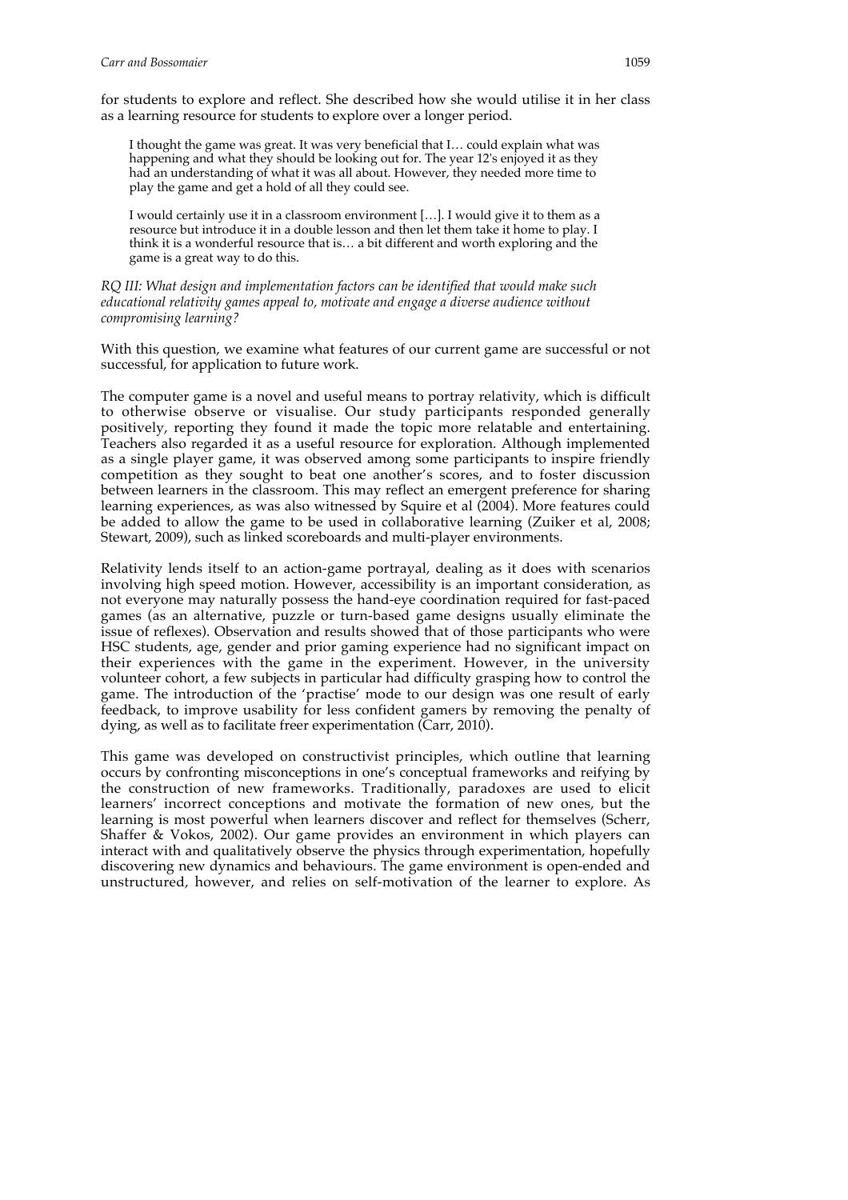for students to explore and reflect. She described how she would utilise it in her class as a learning resource for students to explore over a longer period.

> I thought the game was great. It was very beneficial that I… could explain what was happening and what they should be looking out for. The year 12's enjoyed it as they had an understanding of what it was all about. However, they needed more time to play the game and get a hold of all they could see.
>
> I would certainly use it in a classroom environment […]. I would give it to them as a resource but introduce it in a double lesson and then let them take it home to play. I think it is a wonderful resource that is… a bit different and worth exploring and the game is a great way to do this.

*RQ III: What design and implementation factors can be identified that would make such educational relativity games appeal to, motivate and engage a diverse audience without compromising learning?*

With this question, we examine what features of our current game are successful or not successful, for application to future work.

The computer game is a novel and useful means to portray relativity, which is difficult to otherwise observe or visualise. Our study participants responded generally positively, reporting they found it made the topic more relatable and entertaining. Teachers also regarded it as a useful resource for exploration. Although implemented as a single player game, it was observed among some participants to inspire friendly competition as they sought to beat one another's scores, and to foster discussion between learners in the classroom. This may reflect an emergent preference for sharing learning experiences, as was also witnessed by Squire et al (2004). More features could be added to allow the game to be used in collaborative learning (Zuiker et al, 2008; Stewart, 2009), such as linked scoreboards and multi-player environments.

Relativity lends itself to an action-game portrayal, dealing as it does with scenarios involving high speed motion. However, accessibility is an important consideration, as not everyone may naturally possess the hand-eye coordination required for fast-paced games (as an alternative, puzzle or turn-based game designs usually eliminate the issue of reflexes). Observation and results showed that of those participants who were HSC students, age, gender and prior gaming experience had no significant impact on their experiences with the game in the experiment. However, in the university volunteer cohort, a few subjects in particular had difficulty grasping how to control the game. The introduction of the 'practise' mode to our design was one result of early feedback, to improve usability for less confident gamers by removing the penalty of dying, as well as to facilitate freer experimentation (Carr, 2010).

This game was developed on constructivist principles, which outline that learning occurs by confronting misconceptions in one's conceptual frameworks and reifying by the construction of new frameworks. Traditionally, paradoxes are used to elicit learners' incorrect conceptions and motivate the formation of new ones, but the learning is most powerful when learners discover and reflect for themselves (Scherr, Shaffer & Vokos, 2002). Our game provides an environment in which players can interact with and qualitatively observe the physics through experimentation, hopefully discovering new dynamics and behaviours. The game environment is open-ended and unstructured, however, and relies on self-motivation of the learner to explore. As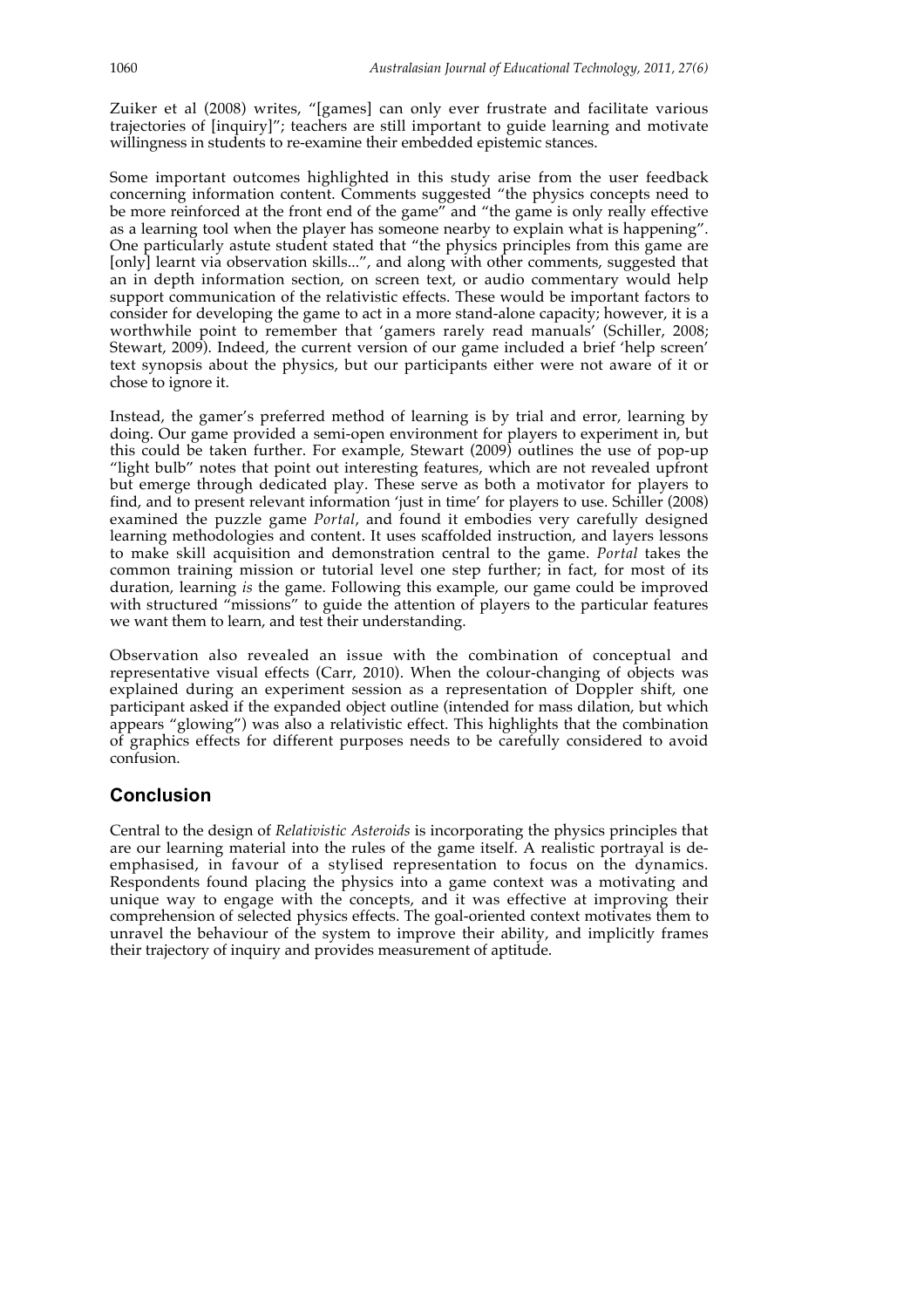Zuiker et al (2008) writes, "[games] can only ever frustrate and facilitate various trajectories of [inquiry]"; teachers are still important to guide learning and motivate willingness in students to re-examine their embedded epistemic stances.

Some important outcomes highlighted in this study arise from the user feedback concerning information content. Comments suggested "the physics concepts need to be more reinforced at the front end of the game" and "the game is only really effective as a learning tool when the player has someone nearby to explain what is happening". One particularly astute student stated that "the physics principles from this game are [only] learnt via observation skills...", and along with other comments, suggested that an in depth information section, on screen text, or audio commentary would help support communication of the relativistic effects. These would be important factors to consider for developing the game to act in a more stand-alone capacity; however, it is a worthwhile point to remember that 'gamers rarely read manuals' (Schiller, 2008; Stewart, 2009). Indeed, the current version of our game included a brief 'help screen' text synopsis about the physics, but our participants either were not aware of it or chose to ignore it.

Instead, the gamer's preferred method of learning is by trial and error, learning by doing. Our game provided a semi-open environment for players to experiment in, but this could be taken further. For example, Stewart (2009) outlines the use of pop-up "light bulb" notes that point out interesting features, which are not revealed upfront but emerge through dedicated play. These serve as both a motivator for players to find, and to present relevant information 'just in time' for players to use. Schiller (2008) examined the puzzle game *Portal*, and found it embodies very carefully designed learning methodologies and content. It uses scaffolded instruction, and layers lessons to make skill acquisition and demonstration central to the game. *Portal* takes the common training mission or tutorial level one step further; in fact, for most of its duration, learning *is* the game. Following this example, our game could be improved with structured "missions" to guide the attention of players to the particular features we want them to learn, and test their understanding.

Observation also revealed an issue with the combination of conceptual and representative visual effects (Carr, 2010). When the colour-changing of objects was explained during an experiment session as a representation of Doppler shift, one participant asked if the expanded object outline (intended for mass dilation, but which appears "glowing") was also a relativistic effect. This highlights that the combination of graphics effects for different purposes needs to be carefully considered to avoid confusion.

## Conclusion

Central to the design of *Relativistic Asteroids* is incorporating the physics principles that are our learning material into the rules of the game itself. A realistic portrayal is de-emphasised, in favour of a stylised representation to focus on the dynamics. Respondents found placing the physics into a game context was a motivating and unique way to engage with the concepts, and it was effective at improving their comprehension of selected physics effects. The goal-oriented context motivates them to unravel the behaviour of the system to improve their ability, and implicitly frames their trajectory of inquiry and provides measurement of aptitude.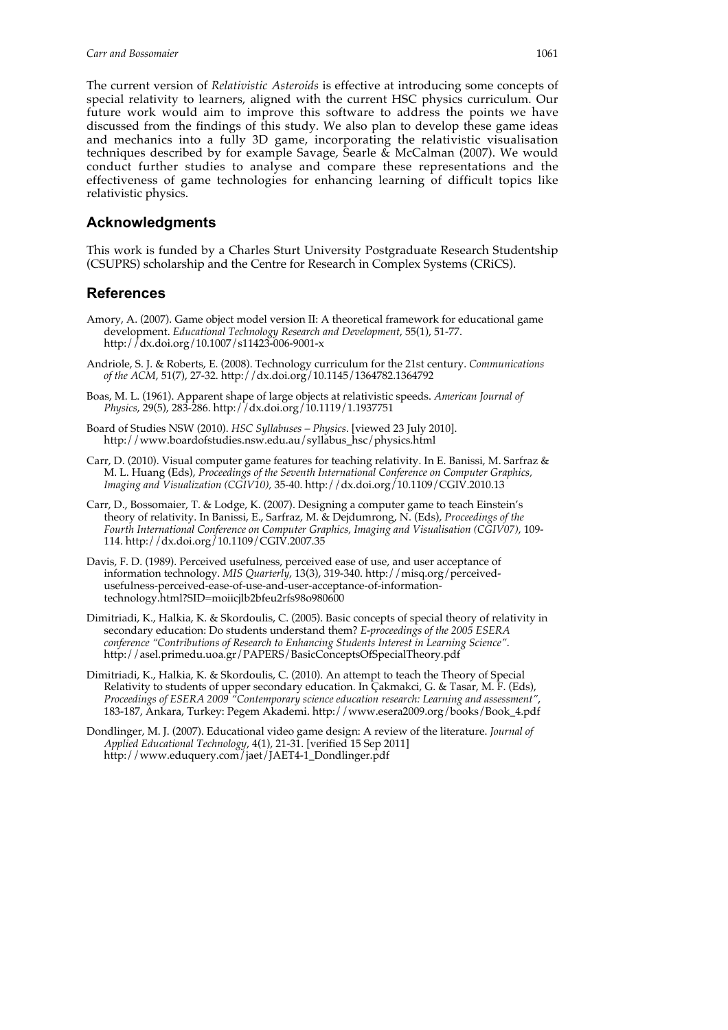The current version of *Relativistic Asteroids* is effective at introducing some concepts of special relativity to learners, aligned with the current HSC physics curriculum. Our future work would aim to improve this software to address the points we have discussed from the findings of this study. We also plan to develop these game ideas and mechanics into a fully 3D game, incorporating the relativistic visualisation techniques described by for example Savage, Searle & McCalman (2007). We would conduct further studies to analyse and compare these representations and the effectiveness of game technologies for enhancing learning of difficult topics like relativistic physics.

## Acknowledgments

This work is funded by a Charles Sturt University Postgraduate Research Studentship (CSUPRS) scholarship and the Centre for Research in Complex Systems (CRiCS).

## References

Amory, A. (2007). Game object model version II: A theoretical framework for educational game development. *Educational Technology Research and Development*, 55(1), 51-77. http://dx.doi.org/10.1007/s11423-006-9001-x

Andriole, S. J. & Roberts, E. (2008). Technology curriculum for the 21st century. *Communications of the ACM*, 51(7), 27-32. http://dx.doi.org/10.1145/1364782.1364792

Boas, M. L. (1961). Apparent shape of large objects at relativistic speeds. *American Journal of Physics*, 29(5), 283-286. http://dx.doi.org/10.1119/1.1937751

Board of Studies NSW (2010). *HSC Syllabuses – Physics*. [viewed 23 July 2010]. http://www.boardofstudies.nsw.edu.au/syllabus_hsc/physics.html

Carr, D. (2010). Visual computer game features for teaching relativity. In E. Banissi, M. Sarfraz & M. L. Huang (Eds), *Proceedings of the Seventh International Conference on Computer Graphics, Imaging and Visualization (CGIV10),* 35-40. http://dx.doi.org/10.1109/CGIV.2010.13

Carr, D., Bossomaier, T. & Lodge, K. (2007). Designing a computer game to teach Einstein's theory of relativity. In Banissi, E., Sarfraz, M. & Dejdumrong, N. (Eds), *Proceedings of the Fourth International Conference on Computer Graphics, Imaging and Visualisation (CGIV07)*, 109-114. http://dx.doi.org/10.1109/CGIV.2007.35

Davis, F. D. (1989). Perceived usefulness, perceived ease of use, and user acceptance of information technology. *MIS Quarterly*, 13(3), 319-340. http://misq.org/perceived-usefulness-perceived-ease-of-use-and-user-acceptance-of-information-technology.html?SID=moiicjlb2bfeu2rfs98o980600

Dimitriadi, K., Halkia, K. & Skordoulis, C. (2005). Basic concepts of special theory of relativity in secondary education: Do students understand them? *E-proceedings of the 2005 ESERA conference "Contributions of Research to Enhancing Students Interest in Learning Science"*. http://asel.primedu.uoa.gr/PAPERS/BasicConceptsOfSpecialTheory.pdf

Dimitriadi, K., Halkia, K. & Skordoulis, C. (2010). An attempt to teach the Theory of Special Relativity to students of upper secondary education. In Çakmakci, G. & Tasar, M. F. (Eds), *Proceedings of ESERA 2009 "Contemporary science education research: Learning and assessment"*, 183-187, Ankara, Turkey: Pegem Akademi. http://www.esera2009.org/books/Book_4.pdf

Dondlinger, M. J. (2007). Educational video game design: A review of the literature. *Journal of Applied Educational Technology*, 4(1), 21-31. [verified 15 Sep 2011] http://www.eduquery.com/jaet/JAET4-1_Dondlinger.pdf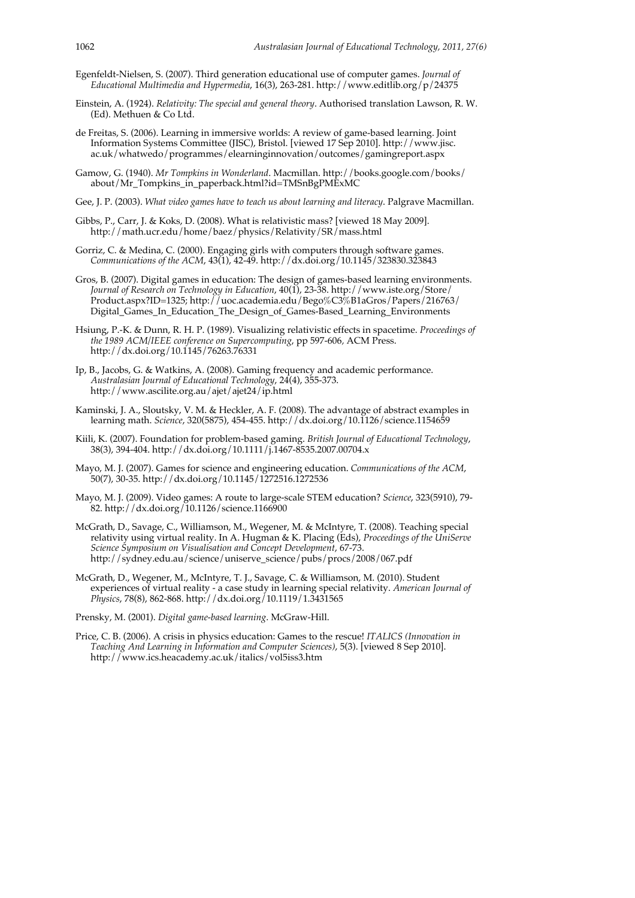Egenfeldt-Nielsen, S. (2007). Third generation educational use of computer games. *Journal of Educational Multimedia and Hypermedia*, 16(3), 263-281. http://www.editlib.org/p/24375

Einstein, A. (1924). *Relativity: The special and general theory*. Authorised translation Lawson, R. W. (Ed). Methuen & Co Ltd.

de Freitas, S. (2006). Learning in immersive worlds: A review of game-based learning. Joint Information Systems Committee (JISC), Bristol. [viewed 17 Sep 2010]. http://www.jisc.ac.uk/whatwedo/programmes/elearninginnovation/outcomes/gamingreport.aspx

Gamow, G. (1940). *Mr Tompkins in Wonderland*. Macmillan. http://books.google.com/books/about/Mr_Tompkins_in_paperback.html?id=TMSnBgPMExMC

Gee, J. P. (2003). *What video games have to teach us about learning and literacy*. Palgrave Macmillan.

Gibbs, P., Carr, J. & Koks, D. (2008). What is relativistic mass? [viewed 18 May 2009]. http://math.ucr.edu/home/baez/physics/Relativity/SR/mass.html

Gorriz, C. & Medina, C. (2000). Engaging girls with computers through software games. *Communications of the ACM*, 43(1), 42-49. http://dx.doi.org/10.1145/323830.323843

Gros, B. (2007). Digital games in education: The design of games-based learning environments. *Journal of Research on Technology in Education*, 40(1), 23-38. http://www.iste.org/Store/Product.aspx?ID=1325; http://uoc.academia.edu/Bego%C3%B1aGros/Papers/216763/Digital_Games_In_Education_The_Design_of_Games-Based_Learning_Environments

Hsiung, P.-K. & Dunn, R. H. P. (1989). Visualizing relativistic effects in spacetime. *Proceedings of the 1989 ACM/IEEE conference on Supercomputing*, pp 597-606, ACM Press. http://dx.doi.org/10.1145/76263.76331

Ip, B., Jacobs, G. & Watkins, A. (2008). Gaming frequency and academic performance. *Australasian Journal of Educational Technology*, 24(4), 355-373. http://www.ascilite.org.au/ajet/ajet24/ip.html

Kaminski, J. A., Sloutsky, V. M. & Heckler, A. F. (2008). The advantage of abstract examples in learning math. *Science*, 320(5875), 454-455. http://dx.doi.org/10.1126/science.1154659

Kiili, K. (2007). Foundation for problem-based gaming. *British Journal of Educational Technology*, 38(3), 394-404. http://dx.doi.org/10.1111/j.1467-8535.2007.00704.x

Mayo, M. J. (2007). Games for science and engineering education. *Communications of the ACM*, 50(7), 30-35. http://dx.doi.org/10.1145/1272516.1272536

Mayo, M. J. (2009). Video games: A route to large-scale STEM education? *Science*, 323(5910), 79-82. http://dx.doi.org/10.1126/science.1166900

McGrath, D., Savage, C., Williamson, M., Wegener, M. & McIntyre, T. (2008). Teaching special relativity using virtual reality. In A. Hugman & K. Placing (Eds), *Proceedings of the UniServe Science Symposium on Visualisation and Concept Development*, 67-73. http://sydney.edu.au/science/uniserve_science/pubs/procs/2008/067.pdf

McGrath, D., Wegener, M., McIntyre, T. J., Savage, C. & Williamson, M. (2010). Student experiences of virtual reality - a case study in learning special relativity. *American Journal of Physics*, 78(8), 862-868. http://dx.doi.org/10.1119/1.3431565

Prensky, M. (2001). *Digital game-based learning*. McGraw-Hill.

Price, C. B. (2006). A crisis in physics education: Games to the rescue! *ITALICS (Innovation in Teaching And Learning in Information and Computer Sciences)*, 5(3). [viewed 8 Sep 2010]. http://www.ics.heacademy.ac.uk/italics/vol5iss3.htm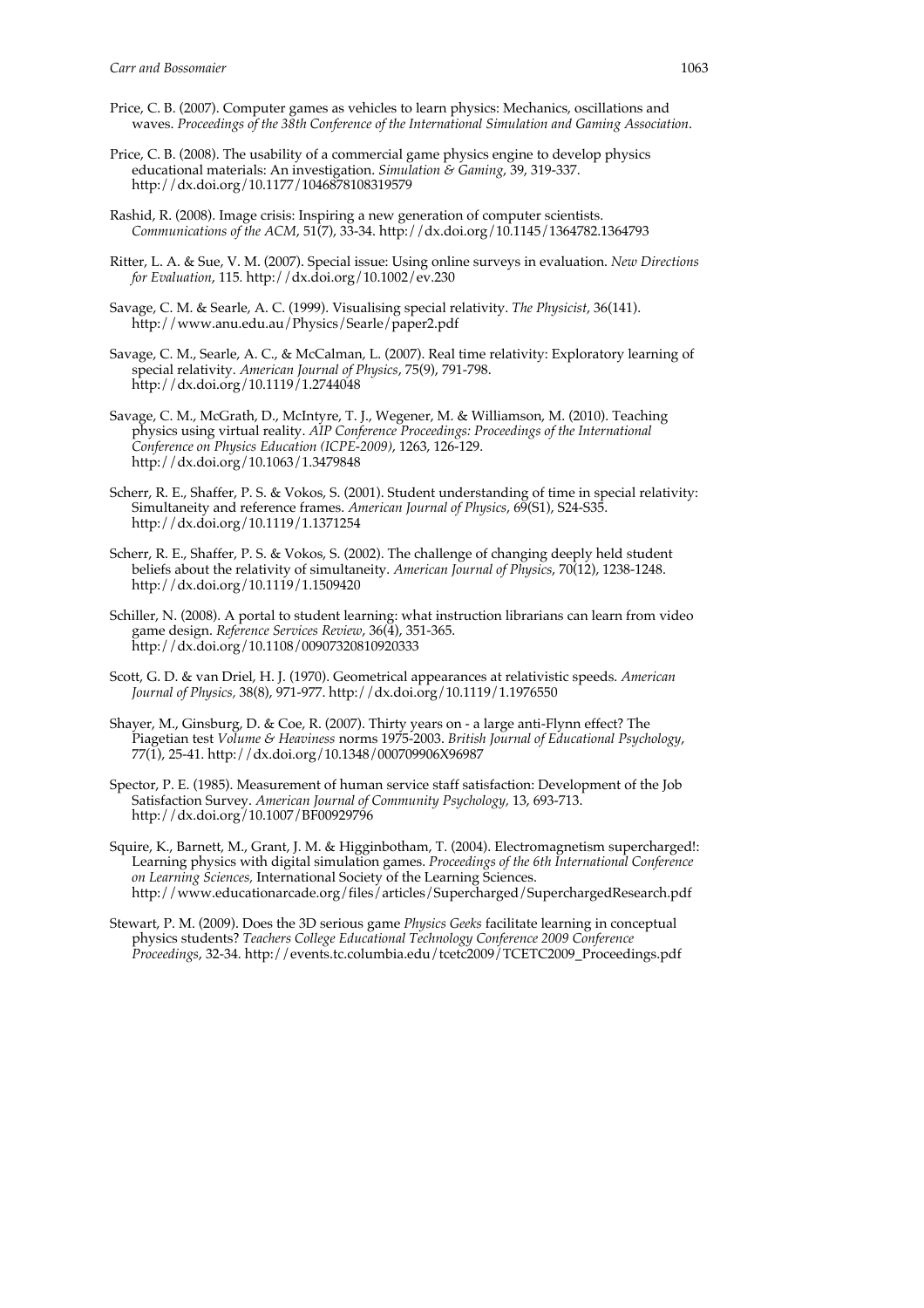Price, C. B. (2007). Computer games as vehicles to learn physics: Mechanics, oscillations and waves. *Proceedings of the 38th Conference of the International Simulation and Gaming Association*.

Price, C. B. (2008). The usability of a commercial game physics engine to develop physics educational materials: An investigation. *Simulation & Gaming*, 39, 319-337. http://dx.doi.org/10.1177/1046878108319579

Rashid, R. (2008). Image crisis: Inspiring a new generation of computer scientists. *Communications of the ACM*, 51(7), 33-34. http://dx.doi.org/10.1145/1364782.1364793

Ritter, L. A. & Sue, V. M. (2007). Special issue: Using online surveys in evaluation. *New Directions for Evaluation*, 115. http://dx.doi.org/10.1002/ev.230

Savage, C. M. & Searle, A. C. (1999). Visualising special relativity. *The Physicist*, 36(141). http://www.anu.edu.au/Physics/Searle/paper2.pdf

Savage, C. M., Searle, A. C., & McCalman, L. (2007). Real time relativity: Exploratory learning of special relativity. *American Journal of Physics*, 75(9), 791-798. http://dx.doi.org/10.1119/1.2744048

Savage, C. M., McGrath, D., McIntyre, T. J., Wegener, M. & Williamson, M. (2010). Teaching physics using virtual reality. *AIP Conference Proceedings: Proceedings of the International Conference on Physics Education (ICPE-2009)*, 1263, 126-129. http://dx.doi.org/10.1063/1.3479848

Scherr, R. E., Shaffer, P. S. & Vokos, S. (2001). Student understanding of time in special relativity: Simultaneity and reference frames. *American Journal of Physics*, 69(S1), S24-S35. http://dx.doi.org/10.1119/1.1371254

Scherr, R. E., Shaffer, P. S. & Vokos, S. (2002). The challenge of changing deeply held student beliefs about the relativity of simultaneity. *American Journal of Physics*, 70(12), 1238-1248. http://dx.doi.org/10.1119/1.1509420

Schiller, N. (2008). A portal to student learning: what instruction librarians can learn from video game design. *Reference Services Review*, 36(4), 351-365. http://dx.doi.org/10.1108/00907320810920333

Scott, G. D. & van Driel, H. J. (1970). Geometrical appearances at relativistic speeds. *American Journal of Physics*, 38(8), 971-977. http://dx.doi.org/10.1119/1.1976550

Shayer, M., Ginsburg, D. & Coe, R. (2007). Thirty years on - a large anti-Flynn effect? The Piagetian test *Volume & Heaviness* norms 1975-2003. *British Journal of Educational Psychology*, 77(1), 25-41. http://dx.doi.org/10.1348/000709906X96987

Spector, P. E. (1985). Measurement of human service staff satisfaction: Development of the Job Satisfaction Survey. *American Journal of Community Psychology*, 13, 693-713. http://dx.doi.org/10.1007/BF00929796

Squire, K., Barnett, M., Grant, J. M. & Higginbotham, T. (2004). Electromagnetism supercharged!: Learning physics with digital simulation games. *Proceedings of the 6th International Conference on Learning Sciences*, International Society of the Learning Sciences. http://www.educationarcade.org/files/articles/Supercharged/SuperchargedResearch.pdf

Stewart, P. M. (2009). Does the 3D serious game *Physics Geeks* facilitate learning in conceptual physics students? *Teachers College Educational Technology Conference 2009 Conference Proceedings*, 32-34. http://events.tc.columbia.edu/tcetc2009/TCETC2009_Proceedings.pdf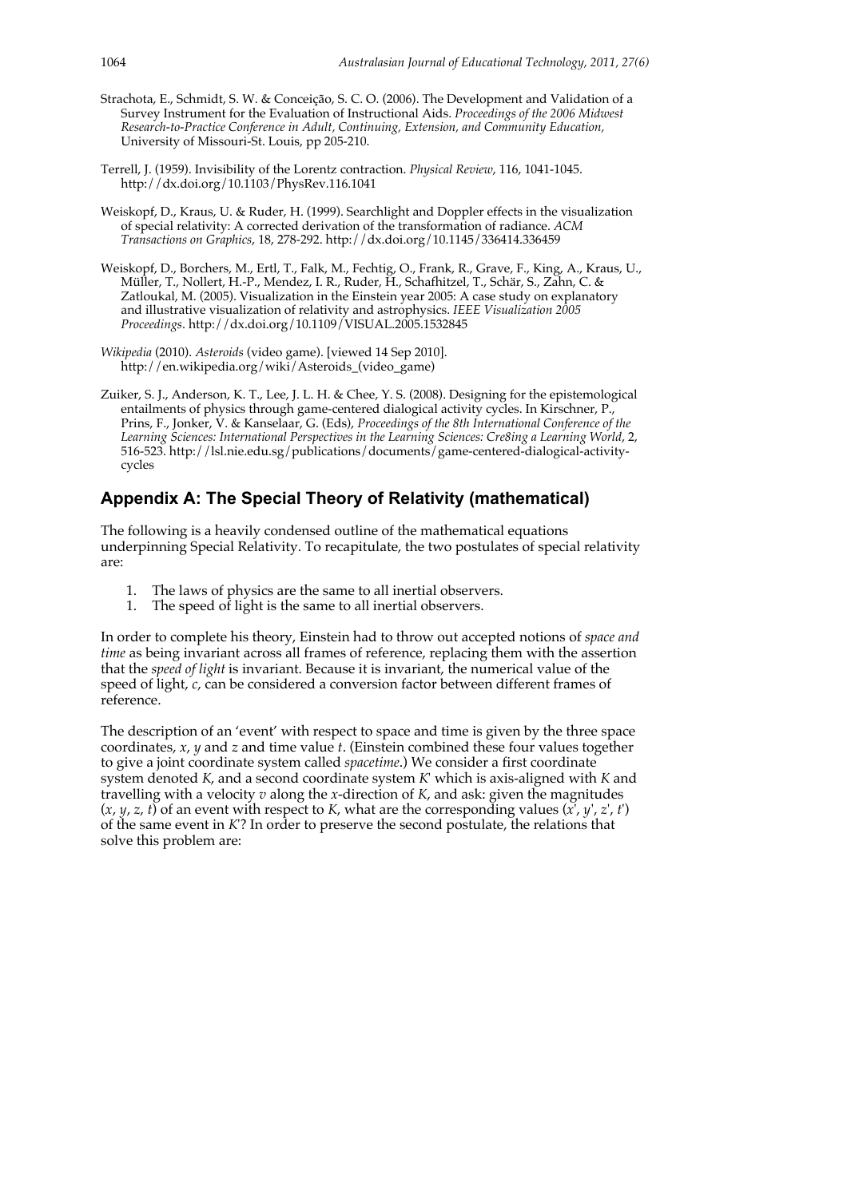Strachota, E., Schmidt, S. W. & Conceição, S. C. O. (2006). The Development and Validation of a Survey Instrument for the Evaluation of Instructional Aids. *Proceedings of the 2006 Midwest Research-to-Practice Conference in Adult, Continuing, Extension, and Community Education*, University of Missouri-St. Louis, pp 205-210.

Terrell, J. (1959). Invisibility of the Lorentz contraction. *Physical Review*, 116, 1041-1045. http://dx.doi.org/10.1103/PhysRev.116.1041

Weiskopf, D., Kraus, U. & Ruder, H. (1999). Searchlight and Doppler effects in the visualization of special relativity: A corrected derivation of the transformation of radiance. *ACM Transactions on Graphics*, 18, 278-292. http://dx.doi.org/10.1145/336414.336459

Weiskopf, D., Borchers, M., Ertl, T., Falk, M., Fechtig, O., Frank, R., Grave, F., King, A., Kraus, U., Müller, T., Nollert, H.-P., Mendez, I. R., Ruder, H., Schafhitzel, T., Schär, S., Zahn, C. & Zatloukal, M. (2005). Visualization in the Einstein year 2005: A case study on explanatory and illustrative visualization of relativity and astrophysics. *IEEE Visualization 2005 Proceedings*. http://dx.doi.org/10.1109/VISUAL.2005.1532845

*Wikipedia* (2010). *Asteroids* (video game). [viewed 14 Sep 2010]. http://en.wikipedia.org/wiki/Asteroids_(video_game)

Zuiker, S. J., Anderson, K. T., Lee, J. L. H. & Chee, Y. S. (2008). Designing for the epistemological entailments of physics through game-centered dialogical activity cycles. In Kirschner, P., Prins, F., Jonker, V. & Kanselaar, G. (Eds), *Proceedings of the 8th International Conference of the Learning Sciences: International Perspectives in the Learning Sciences: Cre8ing a Learning World*, 2, 516-523. http://lsl.nie.edu.sg/publications/documents/game-centered-dialogical-activity-cycles

## Appendix A: The Special Theory of Relativity (mathematical)

The following is a heavily condensed outline of the mathematical equations underpinning Special Relativity. To recapitulate, the two postulates of special relativity are:

1. The laws of physics are the same to all inertial observers.
1. The speed of light is the same to all inertial observers.

In order to complete his theory, Einstein had to throw out accepted notions of *space and time* as being invariant across all frames of reference, replacing them with the assertion that the *speed of light* is invariant. Because it is invariant, the numerical value of the speed of light, $c$, can be considered a conversion factor between different frames of reference.

The description of an 'event' with respect to space and time is given by the three space coordinates, $x$, $y$ and $z$ and time value $t$. (Einstein combined these four values together to give a joint coordinate system called *spacetime*.) We consider a first coordinate system denoted $K$, and a second coordinate system $K'$ which is axis-aligned with $K$ and travelling with a velocity $v$ along the $x$-direction of $K$, and ask: given the magnitudes ($x$, $y$, $z$, $t$) of an event with respect to $K$, what are the corresponding values ($x'$, $y'$, $z'$, $t'$) of the same event in $K'$? In order to preserve the second postulate, the relations that solve this problem are: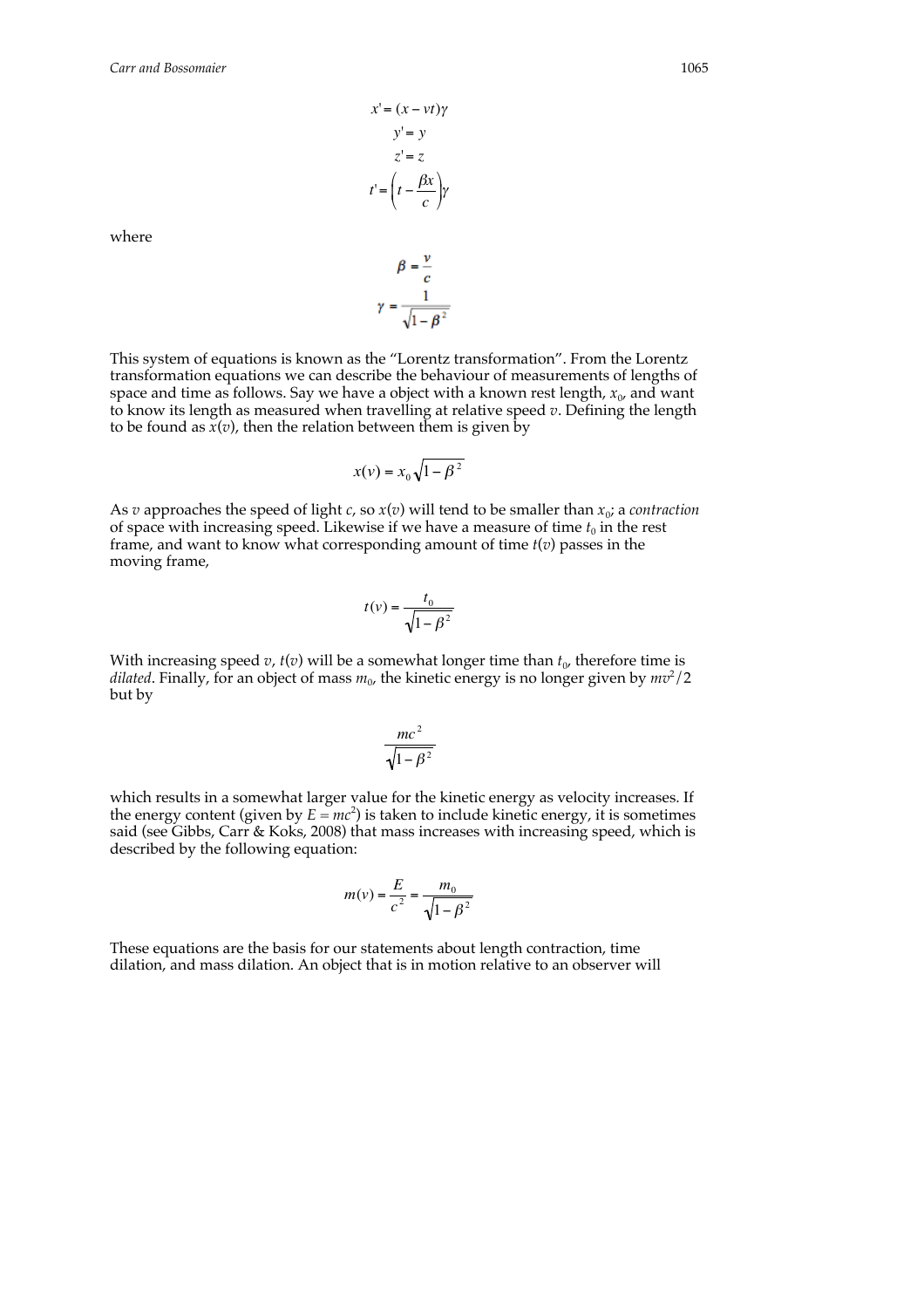$$x' = (x - vt)\gamma$$

$$y' = y$$

$$z' = z$$

$$t' = \left(t - \frac{\beta x}{c}\right)\gamma$$

where

$$\beta = \frac{v}{c}$$

$$\gamma = \frac{1}{\sqrt{1-\beta^2}}$$

This system of equations is known as the "Lorentz transformation". From the Lorentz transformation equations we can describe the behaviour of measurements of lengths of space and time as follows. Say we have a object with a known rest length, $x_0$, and want to know its length as measured when travelling at relative speed $v$. Defining the length to be found as $x(v)$, then the relation between them is given by

$$x(v) = x_0\sqrt{1-\beta^2}$$

As $v$ approaches the speed of light $c$, so $x(v)$ will tend to be smaller than $x_0$; a *contraction* of space with increasing speed. Likewise if we have a measure of time $t_0$ in the rest frame, and want to know what corresponding amount of time $t(v)$ passes in the moving frame,

$$t(v) = \frac{t_0}{\sqrt{1-\beta^2}}$$

With increasing speed $v$, $t(v)$ will be a somewhat longer time than $t_0$, therefore time is *dilated*. Finally, for an object of mass $m_0$, the kinetic energy is no longer given by $mv^2/2$ but by

$$\frac{mc^2}{\sqrt{1-\beta^2}}$$

which results in a somewhat larger value for the kinetic energy as velocity increases. If the energy content (given by $E = mc^2$) is taken to include kinetic energy, it is sometimes said (see Gibbs, Carr & Koks, 2008) that mass increases with increasing speed, which is described by the following equation:

$$m(v) = \frac{E}{c^2} = \frac{m_0}{\sqrt{1-\beta^2}}$$

These equations are the basis for our statements about length contraction, time dilation, and mass dilation. An object that is in motion relative to an observer will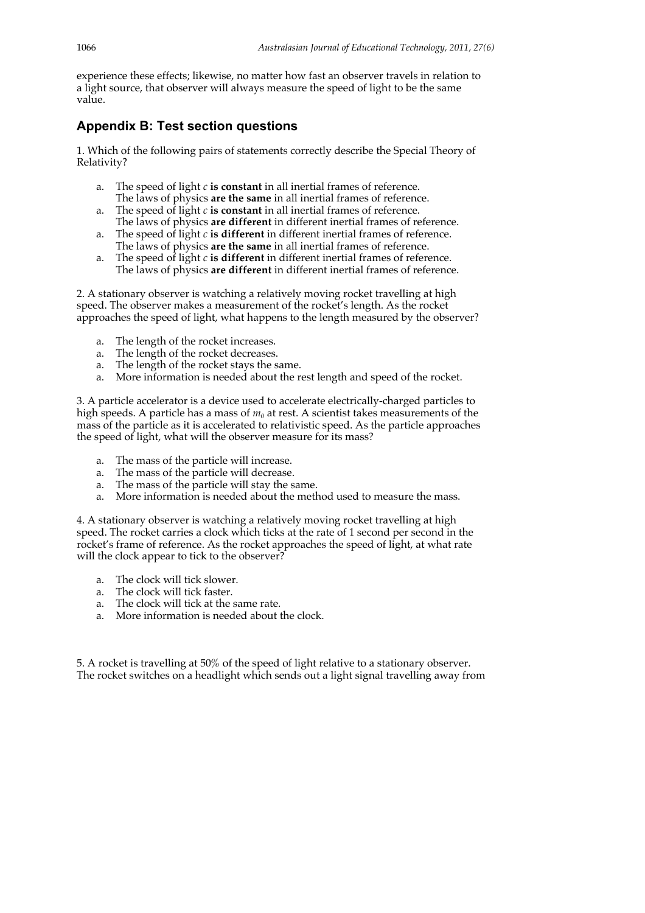experience these effects; likewise, no matter how fast an observer travels in relation to a light source, that observer will always measure the speed of light to be the same value.

## Appendix B: Test section questions

1. Which of the following pairs of statements correctly describe the Special Theory of Relativity?

   a. The speed of light $c$ **is constant** in all inertial frames of reference.
      The laws of physics **are the same** in all inertial frames of reference.
   a. The speed of light $c$ **is constant** in all inertial frames of reference.
      The laws of physics **are different** in different inertial frames of reference.
   a. The speed of light $c$ **is different** in different inertial frames of reference.
      The laws of physics **are the same** in all inertial frames of reference.
   a. The speed of light $c$ **is different** in different inertial frames of reference.
      The laws of physics **are different** in different inertial frames of reference.

2. A stationary observer is watching a relatively moving rocket travelling at high speed. The observer makes a measurement of the rocket's length. As the rocket approaches the speed of light, what happens to the length measured by the observer?

   a. The length of the rocket increases.
   a. The length of the rocket decreases.
   a. The length of the rocket stays the same.
   a. More information is needed about the rest length and speed of the rocket.

3. A particle accelerator is a device used to accelerate electrically-charged particles to high speeds. A particle has a mass of $m_0$ at rest. A scientist takes measurements of the mass of the particle as it is accelerated to relativistic speed. As the particle approaches the speed of light, what will the observer measure for its mass?

   a. The mass of the particle will increase.
   a. The mass of the particle will decrease.
   a. The mass of the particle will stay the same.
   a. More information is needed about the method used to measure the mass.

4. A stationary observer is watching a relatively moving rocket travelling at high speed. The rocket carries a clock which ticks at the rate of 1 second per second in the rocket's frame of reference. As the rocket approaches the speed of light, at what rate will the clock appear to tick to the observer?

   a. The clock will tick slower.
   a. The clock will tick faster.
   a. The clock will tick at the same rate.
   a. More information is needed about the clock.

5. A rocket is travelling at 50% of the speed of light relative to a stationary observer. The rocket switches on a headlight which sends out a light signal travelling away from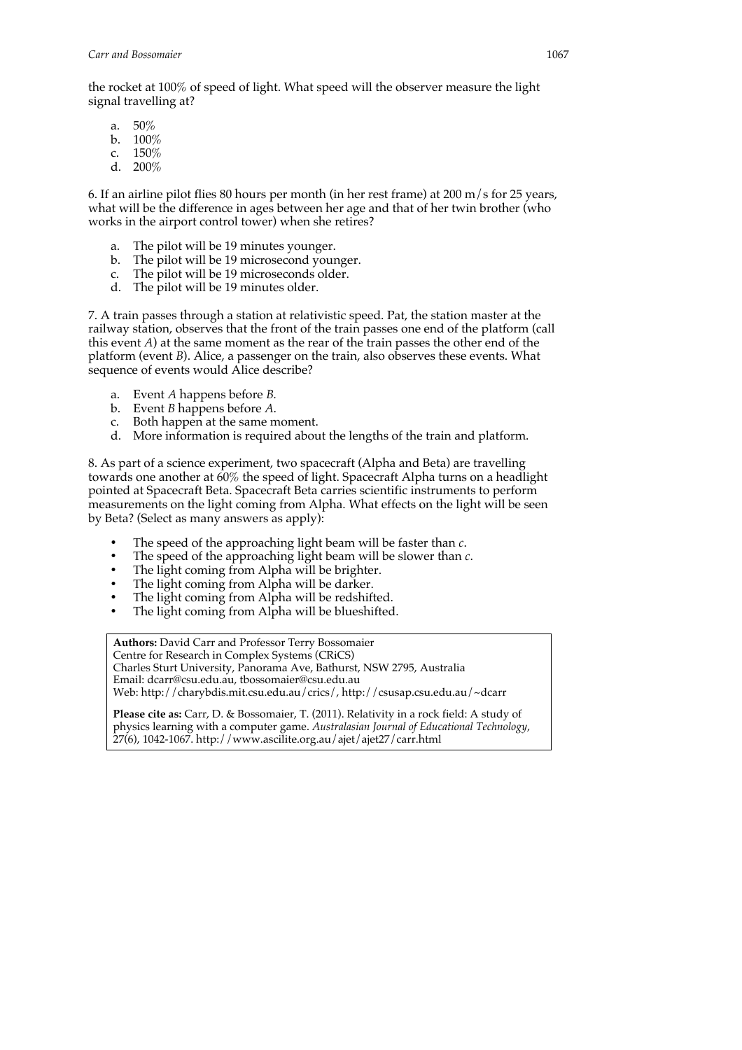the rocket at 100% of speed of light. What speed will the observer measure the light signal travelling at?

a. 50%
b. 100%
c. 150%
d. 200%

6. If an airline pilot flies 80 hours per month (in her rest frame) at 200 m/s for 25 years, what will be the difference in ages between her age and that of her twin brother (who works in the airport control tower) when she retires?

a. The pilot will be 19 minutes younger.
b. The pilot will be 19 microsecond younger.
c. The pilot will be 19 microseconds older.
d. The pilot will be 19 minutes older.

7. A train passes through a station at relativistic speed. Pat, the station master at the railway station, observes that the front of the train passes one end of the platform (call this event *A*) at the same moment as the rear of the train passes the other end of the platform (event *B*). Alice, a passenger on the train, also observes these events. What sequence of events would Alice describe?

a. Event *A* happens before *B.*
b. Event *B* happens before *A.*
c. Both happen at the same moment.
d. More information is required about the lengths of the train and platform.

8. As part of a science experiment, two spacecraft (Alpha and Beta) are travelling towards one another at 60% the speed of light. Spacecraft Alpha turns on a headlight pointed at Spacecraft Beta. Spacecraft Beta carries scientific instruments to perform measurements on the light coming from Alpha. What effects on the light will be seen by Beta? (Select as many answers as apply):

- The speed of the approaching light beam will be faster than $c$.
- The speed of the approaching light beam will be slower than $c$.
- The light coming from Alpha will be brighter.
- The light coming from Alpha will be darker.
- The light coming from Alpha will be redshifted.
- The light coming from Alpha will be blueshifted.

**Authors:** David Carr and Professor Terry Bossomaier
Centre for Research in Complex Systems (CRiCS)
Charles Sturt University, Panorama Ave, Bathurst, NSW 2795, Australia
Email: dcarr@csu.edu.au, tbossomaier@csu.edu.au
Web: http://charybdis.mit.csu.edu.au/crics/, http://csusap.csu.edu.au/~dcarr

**Please cite as:** Carr, D. & Bossomaier, T. (2011). Relativity in a rock field: A study of physics learning with a computer game. *Australasian Journal of Educational Technology*, 27(6), 1042-1067. http://www.ascilite.org.au/ajet/ajet27/carr.html